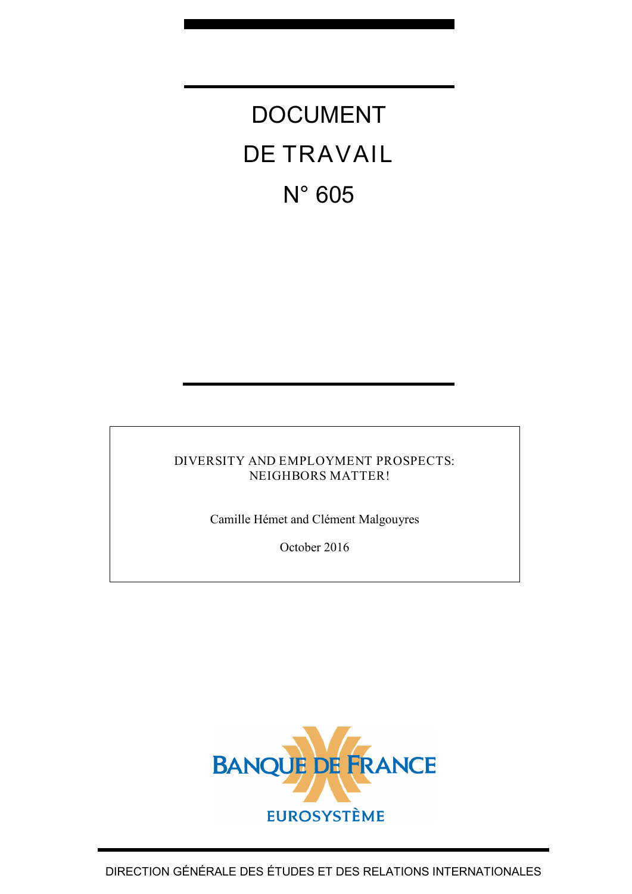# DOCUMENT DE TRAVAIL N° 605

DIVERSITY AND EMPLOYMENT PROSPECTS: NEIGHBORS MATTER!

Camille Hémet and Clément Malgouyres

October 2016

BANQUE DE FRANCE

EUROSYSTÈME

DIRECTION GÉNÉRALE DES ÉTUDES ET DES RELATIONS INTERNATIONALES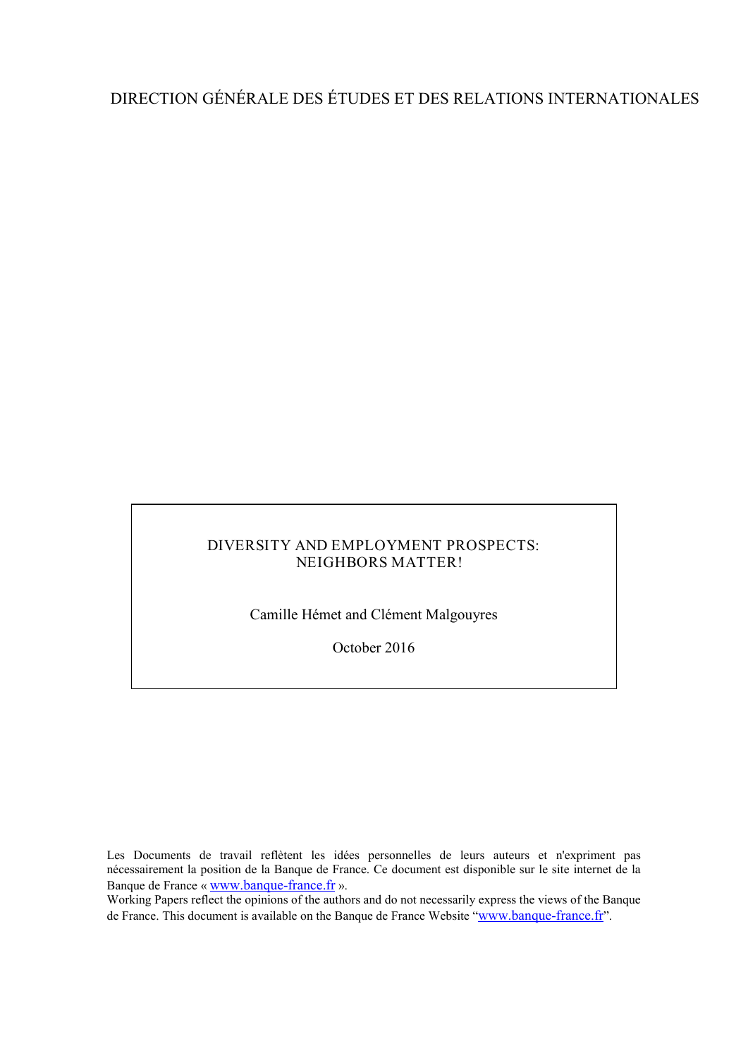DIRECTION GÉNÉRALE DES ÉTUDES ET DES RELATIONS INTERNATIONALES

DIVERSITY AND EMPLOYMENT PROSPECTS:
NEIGHBORS MATTER!

Camille Hémet and Clément Malgouyres

October 2016

Les Documents de travail reflètent les idées personnelles de leurs auteurs et n'expriment pas nécessairement la position de la Banque de France. Ce document est disponible sur le site internet de la Banque de France « www.banque-france.fr ».
Working Papers reflect the opinions of the authors and do not necessarily express the views of the Banque de France. This document is available on the Banque de France Website "www.banque-france.fr".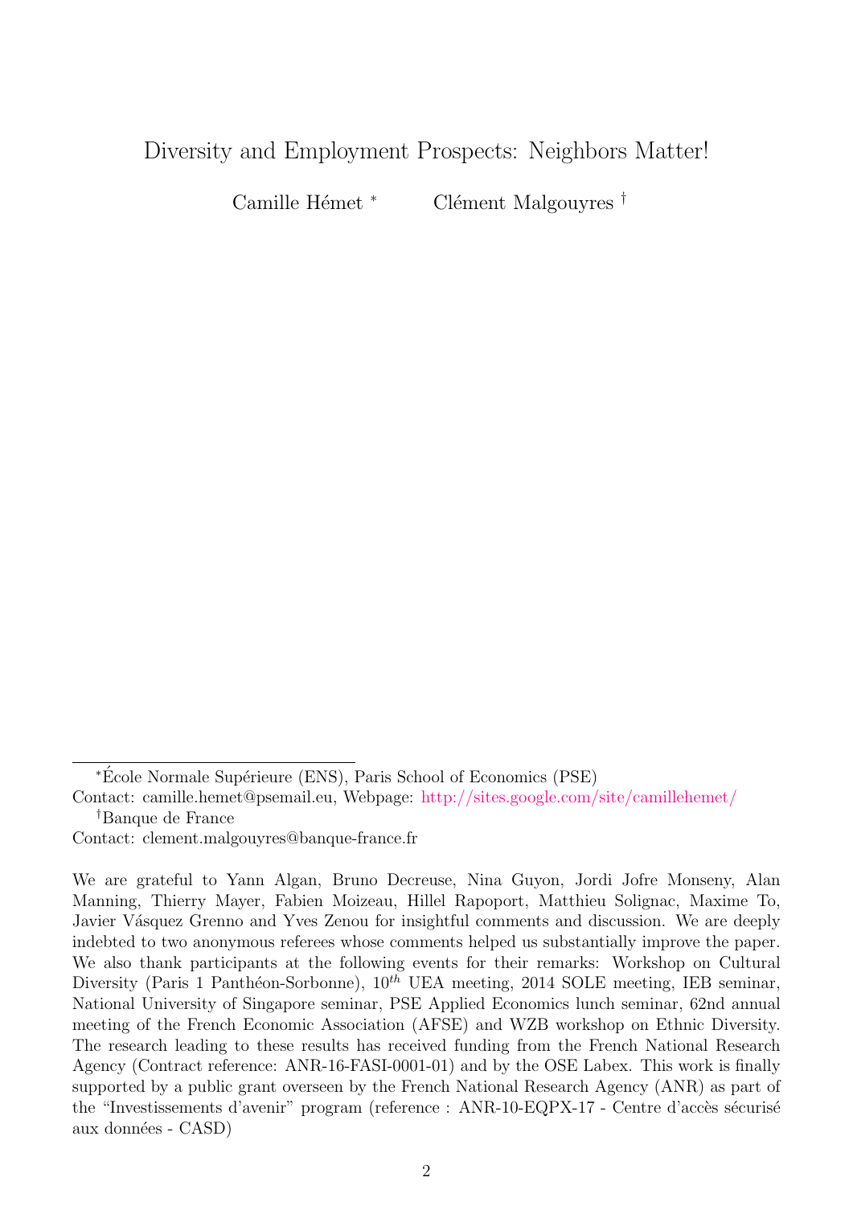# Diversity and Employment Prospects: Neighbors Matter!

Camille Hémet [*] Clément Malgouyres [†]

[*] École Normale Supérieure (ENS), Paris School of Economics (PSE)
Contact: camille.hemet@psemail.eu, Webpage: http://sites.google.com/site/camillehemet/

[†] Banque de France
Contact: clement.malgouyres@banque-france.fr

We are grateful to Yann Algan, Bruno Decreuse, Nina Guyon, Jordi Jofre Monseny, Alan Manning, Thierry Mayer, Fabien Moizeau, Hillel Rapoport, Matthieu Solignac, Maxime To, Javier Vásquez Grenno and Yves Zenou for insightful comments and discussion. We are deeply indebted to two anonymous referees whose comments helped us substantially improve the paper. We also thank participants at the following events for their remarks: Workshop on Cultural Diversity (Paris 1 Panthéon-Sorbonne), $10^{th}$ UEA meeting, 2014 SOLE meeting, IEB seminar, National University of Singapore seminar, PSE Applied Economics lunch seminar, 62nd annual meeting of the French Economic Association (AFSE) and WZB workshop on Ethnic Diversity. The research leading to these results has received funding from the French National Research Agency (Contract reference: ANR-16-FASI-0001-01) and by the OSE Labex. This work is finally supported by a public grant overseen by the French National Research Agency (ANR) as part of the "Investissements d'avenir" program (reference : ANR-10-EQPX-17 - Centre d'accès sécurisé aux données - CASD)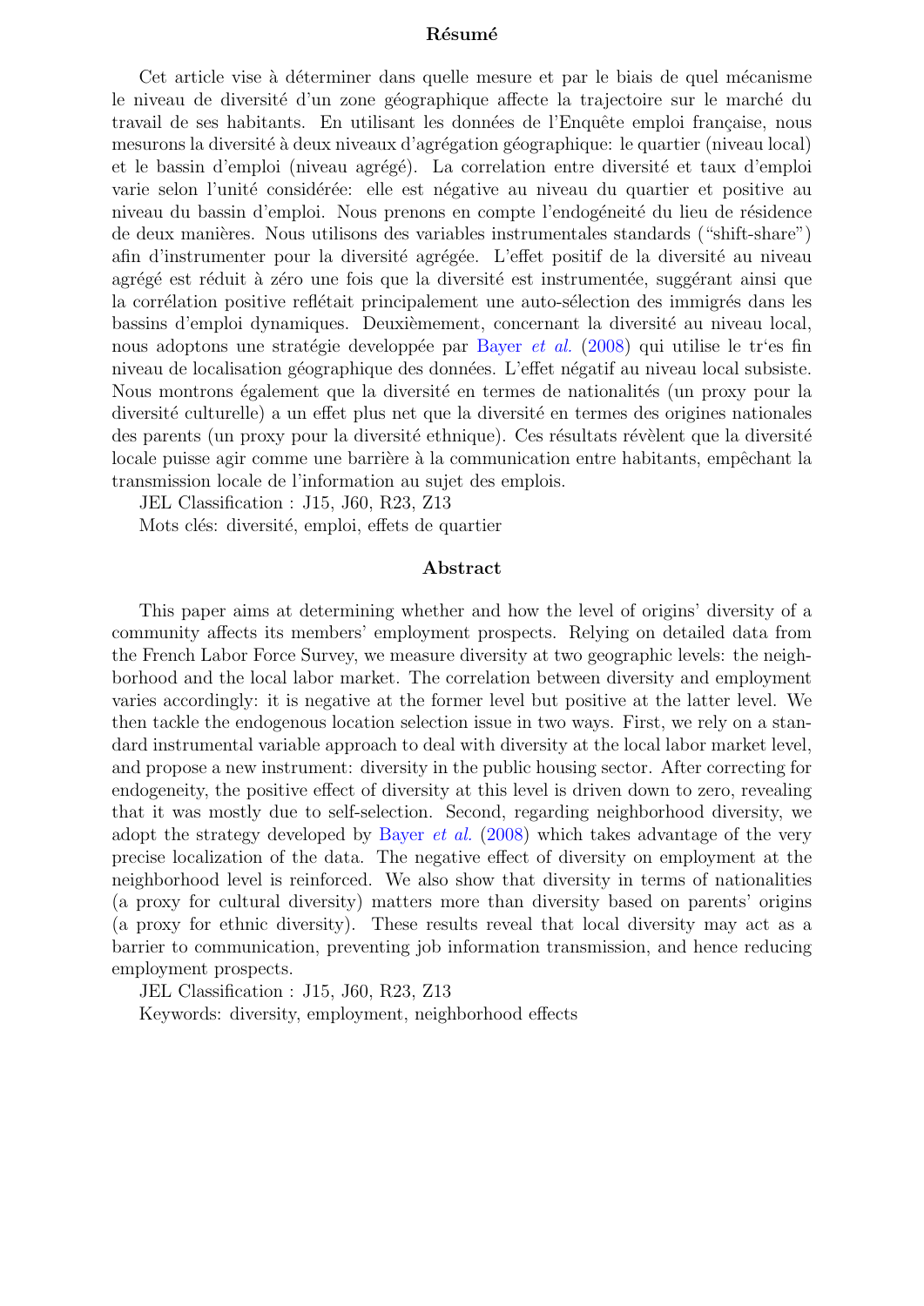## Résumé

Cet article vise à déterminer dans quelle mesure et par le biais de quel mécanisme le niveau de diversité d'un zone géographique affecte la trajectoire sur le marché du travail de ses habitants. En utilisant les données de l'Enquête emploi française, nous mesurons la diversité à deux niveaux d'agrégation géographique: le quartier (niveau local) et le bassin d'emploi (niveau agrégé). La correlation entre diversité et taux d'emploi varie selon l'unité considérée: elle est négative au niveau du quartier et positive au niveau du bassin d'emploi. Nous prenons en compte l'endogéneité du lieu de résidence de deux manières. Nous utilisons des variables instrumentales standards ("shift-share") afin d'instrumenter pour la diversité agrégée. L'effet positif de la diversité au niveau agrégé est réduit à zéro une fois que la diversité est instrumentée, suggérant ainsi que la corrélation positive reflétait principalement une auto-sélection des immigrés dans les bassins d'emploi dynamiques. Deuxièmement, concernant la diversité au niveau local, nous adoptons une stratégie developpée par Bayer *et al.* (2008) qui utilise le tr'es fin niveau de localisation géographique des données. L'effet négatif au niveau local subsiste. Nous montrons également que la diversité en termes de nationalités (un proxy pour la diversité culturelle) a un effet plus net que la diversité en termes des origines nationales des parents (un proxy pour la diversité ethnique). Ces résultats révèlent que la diversité locale puisse agir comme une barrière à la communication entre habitants, empêchant la transmission locale de l'information au sujet des emplois.

JEL Classification : J15, J60, R23, Z13

Mots clés: diversité, emploi, effets de quartier

## Abstract

This paper aims at determining whether and how the level of origins' diversity of a community affects its members' employment prospects. Relying on detailed data from the French Labor Force Survey, we measure diversity at two geographic levels: the neighborhood and the local labor market. The correlation between diversity and employment varies accordingly: it is negative at the former level but positive at the latter level. We then tackle the endogenous location selection issue in two ways. First, we rely on a standard instrumental variable approach to deal with diversity at the local labor market level, and propose a new instrument: diversity in the public housing sector. After correcting for endogeneity, the positive effect of diversity at this level is driven down to zero, revealing that it was mostly due to self-selection. Second, regarding neighborhood diversity, we adopt the strategy developed by Bayer *et al.* (2008) which takes advantage of the very precise localization of the data. The negative effect of diversity on employment at the neighborhood level is reinforced. We also show that diversity in terms of nationalities (a proxy for cultural diversity) matters more than diversity based on parents' origins (a proxy for ethnic diversity). These results reveal that local diversity may act as a barrier to communication, preventing job information transmission, and hence reducing employment prospects.

JEL Classification : J15, J60, R23, Z13

Keywords: diversity, employment, neighborhood effects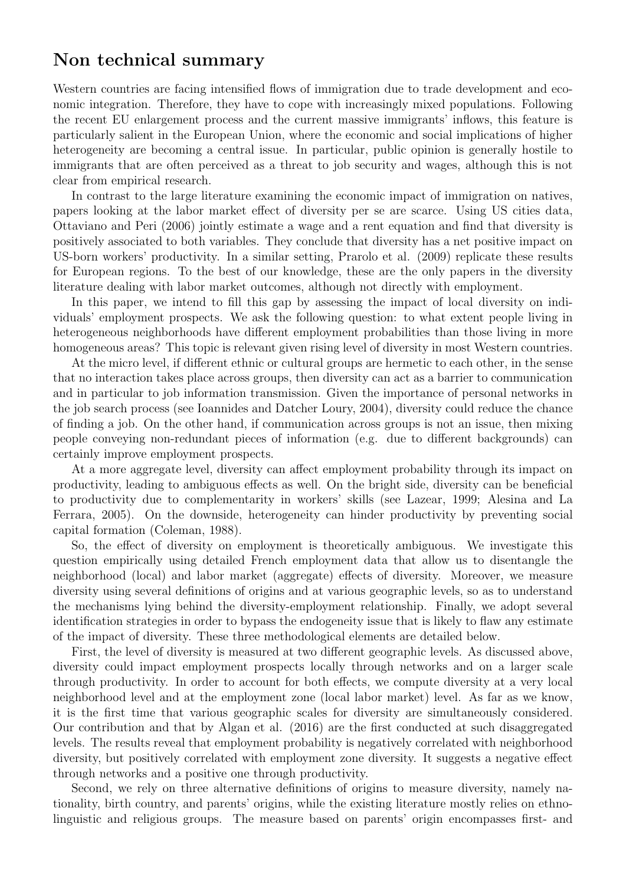## Non technical summary

Western countries are facing intensified flows of immigration due to trade development and economic integration. Therefore, they have to cope with increasingly mixed populations. Following the recent EU enlargement process and the current massive immigrants' inflows, this feature is particularly salient in the European Union, where the economic and social implications of higher heterogeneity are becoming a central issue. In particular, public opinion is generally hostile to immigrants that are often perceived as a threat to job security and wages, although this is not clear from empirical research.

In contrast to the large literature examining the economic impact of immigration on natives, papers looking at the labor market effect of diversity per se are scarce. Using US cities data, Ottaviano and Peri (2006) jointly estimate a wage and a rent equation and find that diversity is positively associated to both variables. They conclude that diversity has a net positive impact on US-born workers' productivity. In a similar setting, Prarolo et al. (2009) replicate these results for European regions. To the best of our knowledge, these are the only papers in the diversity literature dealing with labor market outcomes, although not directly with employment.

In this paper, we intend to fill this gap by assessing the impact of local diversity on individuals' employment prospects. We ask the following question: to what extent people living in heterogeneous neighborhoods have different employment probabilities than those living in more homogeneous areas? This topic is relevant given rising level of diversity in most Western countries.

At the micro level, if different ethnic or cultural groups are hermetic to each other, in the sense that no interaction takes place across groups, then diversity can act as a barrier to communication and in particular to job information transmission. Given the importance of personal networks in the job search process (see Ioannides and Datcher Loury, 2004), diversity could reduce the chance of finding a job. On the other hand, if communication across groups is not an issue, then mixing people conveying non-redundant pieces of information (e.g. due to different backgrounds) can certainly improve employment prospects.

At a more aggregate level, diversity can affect employment probability through its impact on productivity, leading to ambiguous effects as well. On the bright side, diversity can be beneficial to productivity due to complementarity in workers' skills (see Lazear, 1999; Alesina and La Ferrara, 2005). On the downside, heterogeneity can hinder productivity by preventing social capital formation (Coleman, 1988).

So, the effect of diversity on employment is theoretically ambiguous. We investigate this question empirically using detailed French employment data that allow us to disentangle the neighborhood (local) and labor market (aggregate) effects of diversity. Moreover, we measure diversity using several definitions of origins and at various geographic levels, so as to understand the mechanisms lying behind the diversity-employment relationship. Finally, we adopt several identification strategies in order to bypass the endogeneity issue that is likely to flaw any estimate of the impact of diversity. These three methodological elements are detailed below.

First, the level of diversity is measured at two different geographic levels. As discussed above, diversity could impact employment prospects locally through networks and on a larger scale through productivity. In order to account for both effects, we compute diversity at a very local neighborhood level and at the employment zone (local labor market) level. As far as we know, it is the first time that various geographic scales for diversity are simultaneously considered. Our contribution and that by Algan et al. (2016) are the first conducted at such disaggregated levels. The results reveal that employment probability is negatively correlated with neighborhood diversity, but positively correlated with employment zone diversity. It suggests a negative effect through networks and a positive one through productivity.

Second, we rely on three alternative definitions of origins to measure diversity, namely nationality, birth country, and parents' origins, while the existing literature mostly relies on ethno-linguistic and religious groups. The measure based on parents' origin encompasses first- and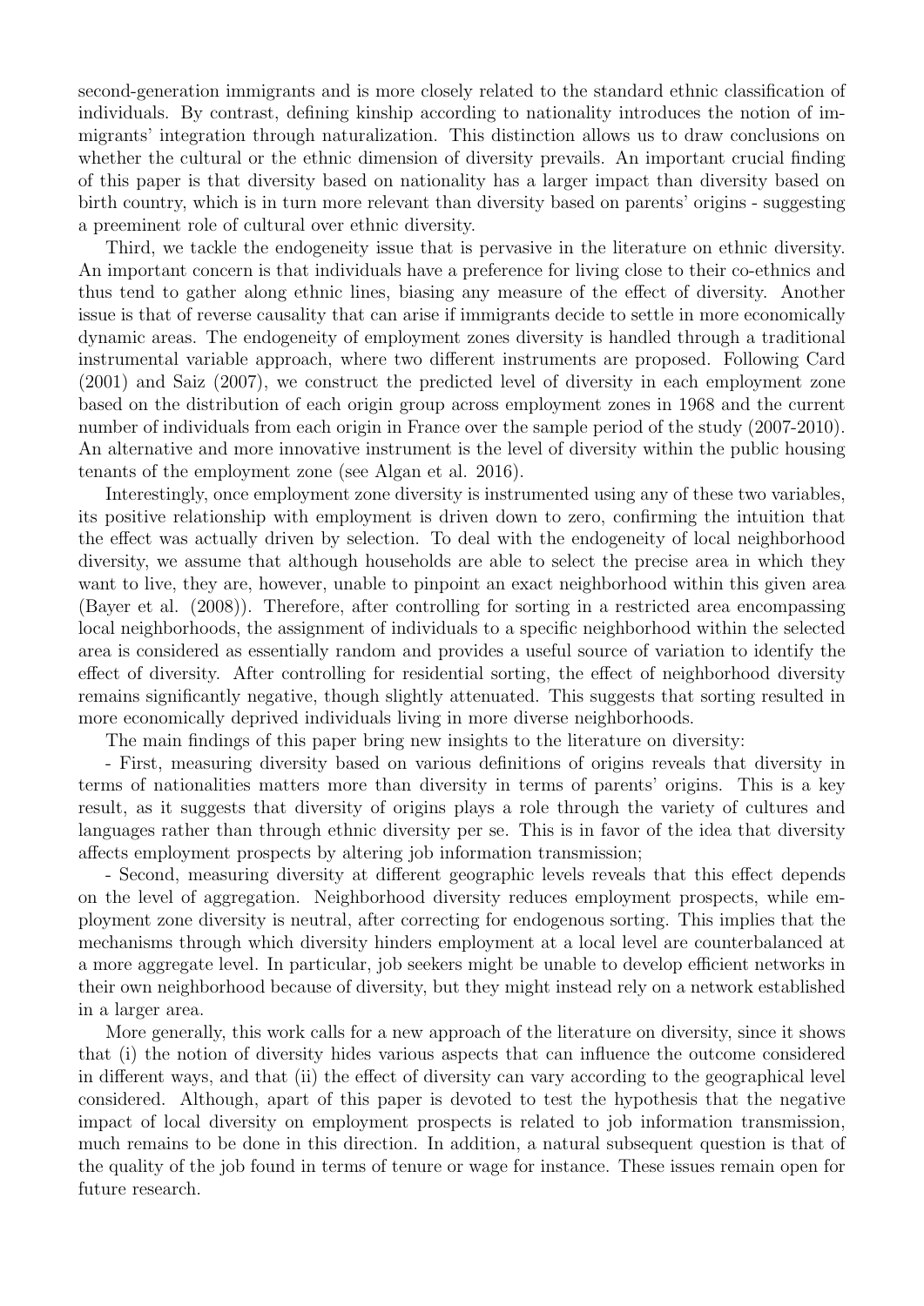second-generation immigrants and is more closely related to the standard ethnic classification of individuals. By contrast, defining kinship according to nationality introduces the notion of immigrants' integration through naturalization. This distinction allows us to draw conclusions on whether the cultural or the ethnic dimension of diversity prevails. An important crucial finding of this paper is that diversity based on nationality has a larger impact than diversity based on birth country, which is in turn more relevant than diversity based on parents' origins - suggesting a preeminent role of cultural over ethnic diversity.

Third, we tackle the endogeneity issue that is pervasive in the literature on ethnic diversity. An important concern is that individuals have a preference for living close to their co-ethnics and thus tend to gather along ethnic lines, biasing any measure of the effect of diversity. Another issue is that of reverse causality that can arise if immigrants decide to settle in more economically dynamic areas. The endogeneity of employment zones diversity is handled through a traditional instrumental variable approach, where two different instruments are proposed. Following Card (2001) and Saiz (2007), we construct the predicted level of diversity in each employment zone based on the distribution of each origin group across employment zones in 1968 and the current number of individuals from each origin in France over the sample period of the study (2007-2010). An alternative and more innovative instrument is the level of diversity within the public housing tenants of the employment zone (see Algan et al. 2016).

Interestingly, once employment zone diversity is instrumented using any of these two variables, its positive relationship with employment is driven down to zero, confirming the intuition that the effect was actually driven by selection. To deal with the endogeneity of local neighborhood diversity, we assume that although households are able to select the precise area in which they want to live, they are, however, unable to pinpoint an exact neighborhood within this given area (Bayer et al. (2008)). Therefore, after controlling for sorting in a restricted area encompassing local neighborhoods, the assignment of individuals to a specific neighborhood within the selected area is considered as essentially random and provides a useful source of variation to identify the effect of diversity. After controlling for residential sorting, the effect of neighborhood diversity remains significantly negative, though slightly attenuated. This suggests that sorting resulted in more economically deprived individuals living in more diverse neighborhoods.

The main findings of this paper bring new insights to the literature on diversity:

- First, measuring diversity based on various definitions of origins reveals that diversity in terms of nationalities matters more than diversity in terms of parents' origins. This is a key result, as it suggests that diversity of origins plays a role through the variety of cultures and languages rather than through ethnic diversity per se. This is in favor of the idea that diversity affects employment prospects by altering job information transmission;

- Second, measuring diversity at different geographic levels reveals that this effect depends on the level of aggregation. Neighborhood diversity reduces employment prospects, while employment zone diversity is neutral, after correcting for endogenous sorting. This implies that the mechanisms through which diversity hinders employment at a local level are counterbalanced at a more aggregate level. In particular, job seekers might be unable to develop efficient networks in their own neighborhood because of diversity, but they might instead rely on a network established in a larger area.

More generally, this work calls for a new approach of the literature on diversity, since it shows that (i) the notion of diversity hides various aspects that can influence the outcome considered in different ways, and that (ii) the effect of diversity can vary according to the geographical level considered. Although, apart of this paper is devoted to test the hypothesis that the negative impact of local diversity on employment prospects is related to job information transmission, much remains to be done in this direction. In addition, a natural subsequent question is that of the quality of the job found in terms of tenure or wage for instance. These issues remain open for future research.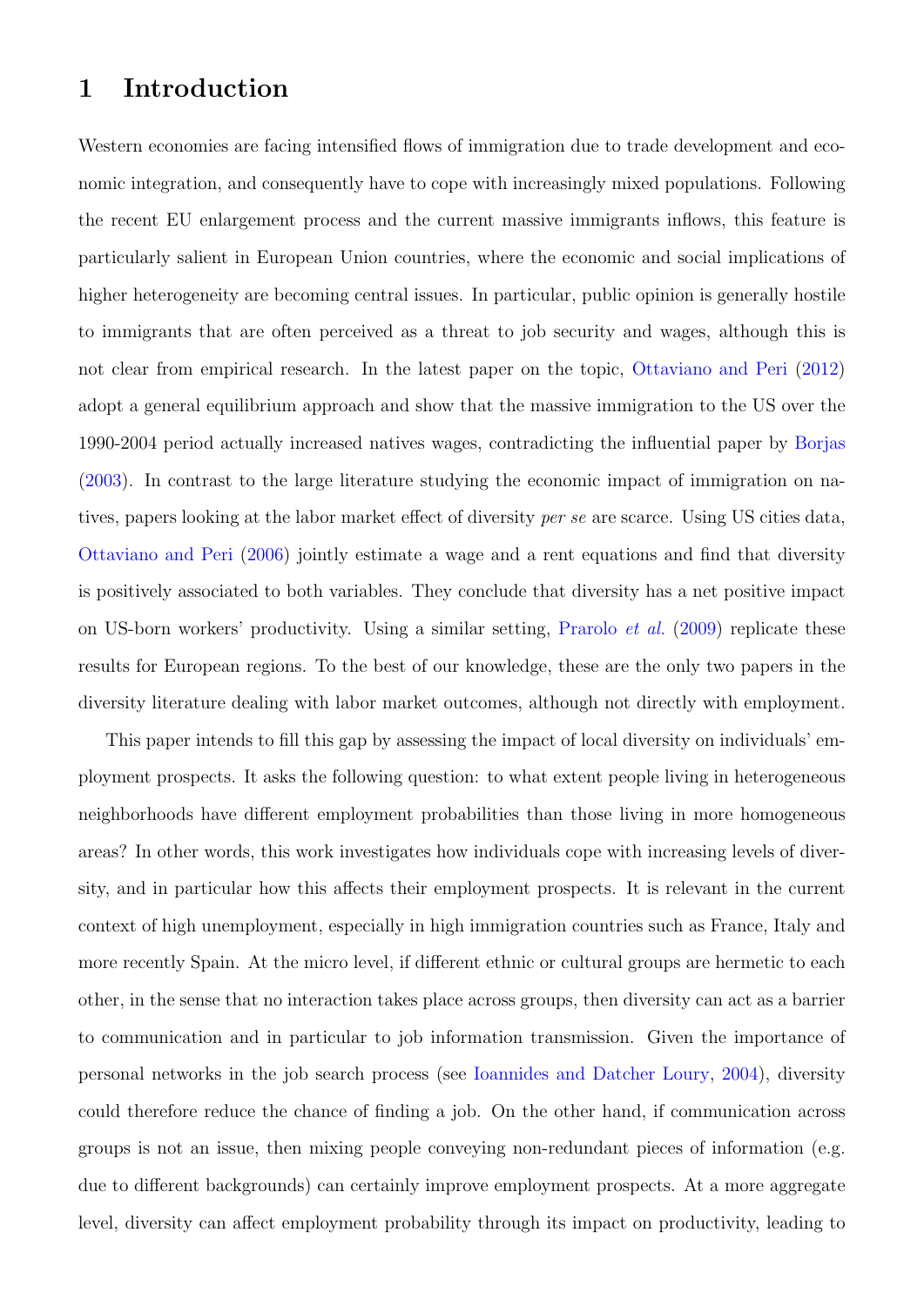# 1 Introduction

Western economies are facing intensified flows of immigration due to trade development and economic integration, and consequently have to cope with increasingly mixed populations. Following the recent EU enlargement process and the current massive immigrants inflows, this feature is particularly salient in European Union countries, where the economic and social implications of higher heterogeneity are becoming central issues. In particular, public opinion is generally hostile to immigrants that are often perceived as a threat to job security and wages, although this is not clear from empirical research. In the latest paper on the topic, Ottaviano and Peri (2012) adopt a general equilibrium approach and show that the massive immigration to the US over the 1990-2004 period actually increased natives wages, contradicting the influential paper by Borjas (2003). In contrast to the large literature studying the economic impact of immigration on natives, papers looking at the labor market effect of diversity *per se* are scarce. Using US cities data, Ottaviano and Peri (2006) jointly estimate a wage and a rent equations and find that diversity is positively associated to both variables. They conclude that diversity has a net positive impact on US-born workers' productivity. Using a similar setting, Prarolo *et al.* (2009) replicate these results for European regions. To the best of our knowledge, these are the only two papers in the diversity literature dealing with labor market outcomes, although not directly with employment.

This paper intends to fill this gap by assessing the impact of local diversity on individuals' employment prospects. It asks the following question: to what extent people living in heterogeneous neighborhoods have different employment probabilities than those living in more homogeneous areas? In other words, this work investigates how individuals cope with increasing levels of diversity, and in particular how this affects their employment prospects. It is relevant in the current context of high unemployment, especially in high immigration countries such as France, Italy and more recently Spain. At the micro level, if different ethnic or cultural groups are hermetic to each other, in the sense that no interaction takes place across groups, then diversity can act as a barrier to communication and in particular to job information transmission. Given the importance of personal networks in the job search process (see Ioannides and Datcher Loury, 2004), diversity could therefore reduce the chance of finding a job. On the other hand, if communication across groups is not an issue, then mixing people conveying non-redundant pieces of information (e.g. due to different backgrounds) can certainly improve employment prospects. At a more aggregate level, diversity can affect employment probability through its impact on productivity, leading to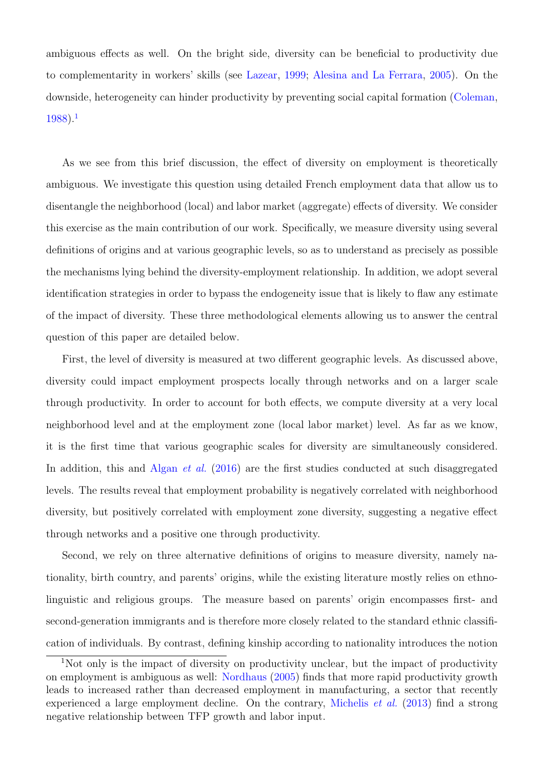ambiguous effects as well. On the bright side, diversity can be beneficial to productivity due to complementarity in workers' skills (see Lazear, 1999; Alesina and La Ferrara, 2005). On the downside, heterogeneity can hinder productivity by preventing social capital formation (Coleman, 1988).[1]

As we see from this brief discussion, the effect of diversity on employment is theoretically ambiguous. We investigate this question using detailed French employment data that allow us to disentangle the neighborhood (local) and labor market (aggregate) effects of diversity. We consider this exercise as the main contribution of our work. Specifically, we measure diversity using several definitions of origins and at various geographic levels, so as to understand as precisely as possible the mechanisms lying behind the diversity-employment relationship. In addition, we adopt several identification strategies in order to bypass the endogeneity issue that is likely to flaw any estimate of the impact of diversity. These three methodological elements allowing us to answer the central question of this paper are detailed below.

First, the level of diversity is measured at two different geographic levels. As discussed above, diversity could impact employment prospects locally through networks and on a larger scale through productivity. In order to account for both effects, we compute diversity at a very local neighborhood level and at the employment zone (local labor market) level. As far as we know, it is the first time that various geographic scales for diversity are simultaneously considered. In addition, this and Algan *et al.* (2016) are the first studies conducted at such disaggregated levels. The results reveal that employment probability is negatively correlated with neighborhood diversity, but positively correlated with employment zone diversity, suggesting a negative effect through networks and a positive one through productivity.

Second, we rely on three alternative definitions of origins to measure diversity, namely nationality, birth country, and parents' origins, while the existing literature mostly relies on ethno-linguistic and religious groups. The measure based on parents' origin encompasses first- and second-generation immigrants and is therefore more closely related to the standard ethnic classification of individuals. By contrast, defining kinship according to nationality introduces the notion

[1]Not only is the impact of diversity on productivity unclear, but the impact of productivity on employment is ambiguous as well: Nordhaus (2005) finds that more rapid productivity growth leads to increased rather than decreased employment in manufacturing, a sector that recently experienced a large employment decline. On the contrary, Michelis *et al.* (2013) find a strong negative relationship between TFP growth and labor input.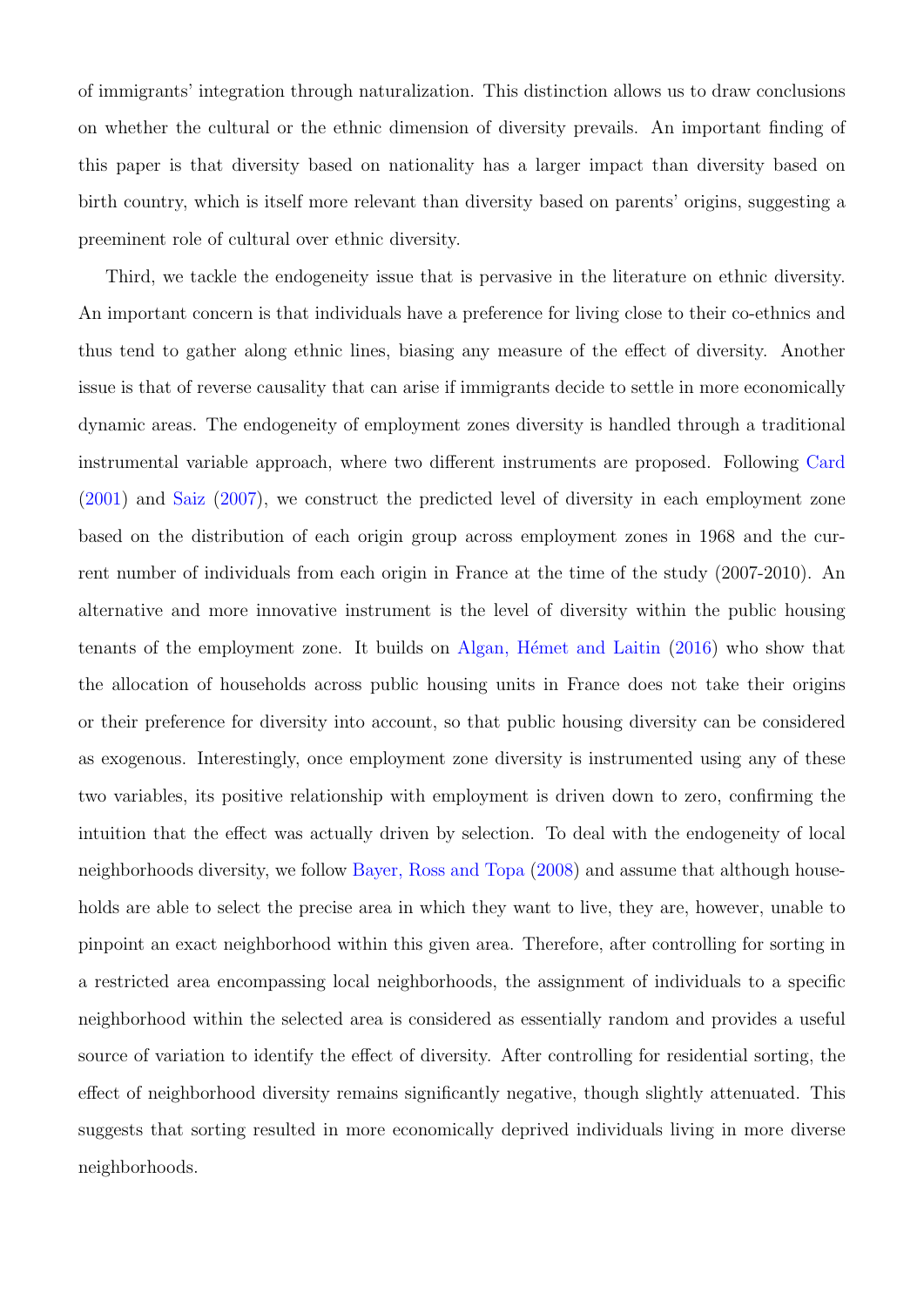of immigrants' integration through naturalization. This distinction allows us to draw conclusions on whether the cultural or the ethnic dimension of diversity prevails. An important finding of this paper is that diversity based on nationality has a larger impact than diversity based on birth country, which is itself more relevant than diversity based on parents' origins, suggesting a preeminent role of cultural over ethnic diversity.

Third, we tackle the endogeneity issue that is pervasive in the literature on ethnic diversity. An important concern is that individuals have a preference for living close to their co-ethnics and thus tend to gather along ethnic lines, biasing any measure of the effect of diversity. Another issue is that of reverse causality that can arise if immigrants decide to settle in more economically dynamic areas. The endogeneity of employment zones diversity is handled through a traditional instrumental variable approach, where two different instruments are proposed. Following Card (2001) and Saiz (2007), we construct the predicted level of diversity in each employment zone based on the distribution of each origin group across employment zones in 1968 and the current number of individuals from each origin in France at the time of the study (2007-2010). An alternative and more innovative instrument is the level of diversity within the public housing tenants of the employment zone. It builds on Algan, Hémet and Laitin (2016) who show that the allocation of households across public housing units in France does not take their origins or their preference for diversity into account, so that public housing diversity can be considered as exogenous. Interestingly, once employment zone diversity is instrumented using any of these two variables, its positive relationship with employment is driven down to zero, confirming the intuition that the effect was actually driven by selection. To deal with the endogeneity of local neighborhoods diversity, we follow Bayer, Ross and Topa (2008) and assume that although households are able to select the precise area in which they want to live, they are, however, unable to pinpoint an exact neighborhood within this given area. Therefore, after controlling for sorting in a restricted area encompassing local neighborhoods, the assignment of individuals to a specific neighborhood within the selected area is considered as essentially random and provides a useful source of variation to identify the effect of diversity. After controlling for residential sorting, the effect of neighborhood diversity remains significantly negative, though slightly attenuated. This suggests that sorting resulted in more economically deprived individuals living in more diverse neighborhoods.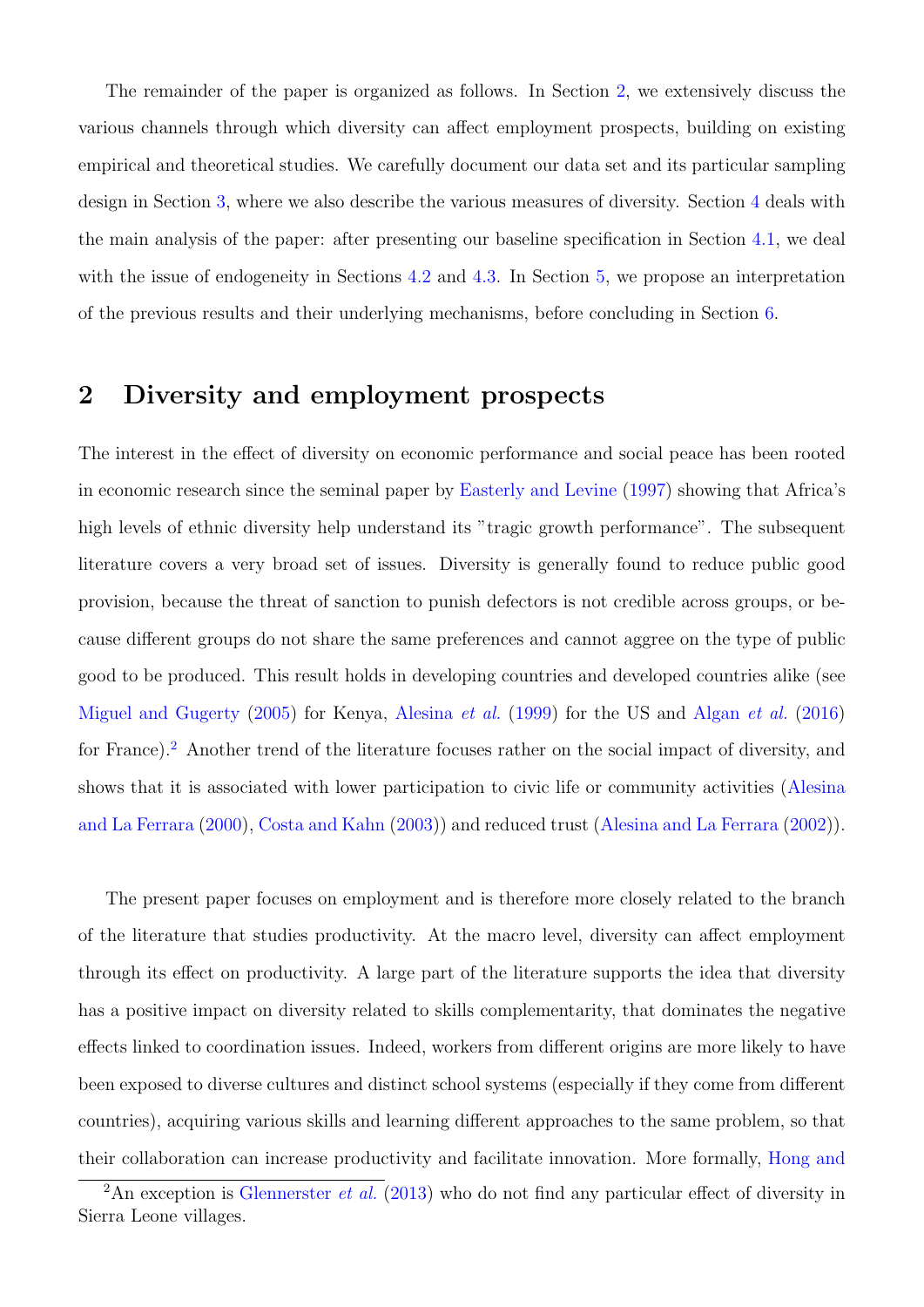The remainder of the paper is organized as follows. In Section 2, we extensively discuss the various channels through which diversity can affect employment prospects, building on existing empirical and theoretical studies. We carefully document our data set and its particular sampling design in Section 3, where we also describe the various measures of diversity. Section 4 deals with the main analysis of the paper: after presenting our baseline specification in Section 4.1, we deal with the issue of endogeneity in Sections 4.2 and 4.3. In Section 5, we propose an interpretation of the previous results and their underlying mechanisms, before concluding in Section 6.

## 2 Diversity and employment prospects

The interest in the effect of diversity on economic performance and social peace has been rooted in economic research since the seminal paper by Easterly and Levine (1997) showing that Africa's high levels of ethnic diversity help understand its "tragic growth performance". The subsequent literature covers a very broad set of issues. Diversity is generally found to reduce public good provision, because the threat of sanction to punish defectors is not credible across groups, or because different groups do not share the same preferences and cannot aggree on the type of public good to be produced. This result holds in developing countries and developed countries alike (see Miguel and Gugerty (2005) for Kenya, Alesina *et al.* (1999) for the US and Algan *et al.* (2016) for France).[2] Another trend of the literature focuses rather on the social impact of diversity, and shows that it is associated with lower participation to civic life or community activities (Alesina and La Ferrara (2000), Costa and Kahn (2003)) and reduced trust (Alesina and La Ferrara (2002)).

The present paper focuses on employment and is therefore more closely related to the branch of the literature that studies productivity. At the macro level, diversity can affect employment through its effect on productivity. A large part of the literature supports the idea that diversity has a positive impact on diversity related to skills complementarity, that dominates the negative effects linked to coordination issues. Indeed, workers from different origins are more likely to have been exposed to diverse cultures and distinct school systems (especially if they come from different countries), acquiring various skills and learning different approaches to the same problem, so that their collaboration can increase productivity and facilitate innovation. More formally, Hong and

[2] An exception is Glennerster *et al.* (2013) who do not find any particular effect of diversity in Sierra Leone villages.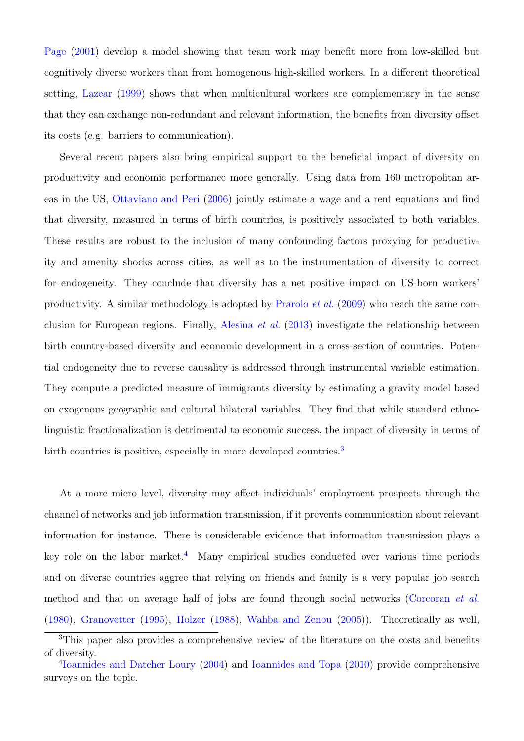Page (2001) develop a model showing that team work may benefit more from low-skilled but cognitively diverse workers than from homogenous high-skilled workers. In a different theoretical setting, Lazear (1999) shows that when multicultural workers are complementary in the sense that they can exchange non-redundant and relevant information, the benefits from diversity offset its costs (e.g. barriers to communication).

Several recent papers also bring empirical support to the beneficial impact of diversity on productivity and economic performance more generally. Using data from 160 metropolitan areas in the US, Ottaviano and Peri (2006) jointly estimate a wage and a rent equations and find that diversity, measured in terms of birth countries, is positively associated to both variables. These results are robust to the inclusion of many confounding factors proxying for productivity and amenity shocks across cities, as well as to the instrumentation of diversity to correct for endogeneity. They conclude that diversity has a net positive impact on US-born workers' productivity. A similar methodology is adopted by Prarolo *et al.* (2009) who reach the same conclusion for European regions. Finally, Alesina *et al.* (2013) investigate the relationship between birth country-based diversity and economic development in a cross-section of countries. Potential endogeneity due to reverse causality is addressed through instrumental variable estimation. They compute a predicted measure of immigrants diversity by estimating a gravity model based on exogenous geographic and cultural bilateral variables. They find that while standard ethno-linguistic fractionalization is detrimental to economic success, the impact of diversity in terms of birth countries is positive, especially in more developed countries.[3]

At a more micro level, diversity may affect individuals' employment prospects through the channel of networks and job information transmission, if it prevents communication about relevant information for instance. There is considerable evidence that information transmission plays a key role on the labor market.[4] Many empirical studies conducted over various time periods and on diverse countries agree that relying on friends and family is a very popular job search method and that on average half of jobs are found through social networks (Corcoran *et al.* (1980), Granovetter (1995), Holzer (1988), Wahba and Zenou (2005)). Theoretically as well,

[3]This paper also provides a comprehensive review of the literature on the costs and benefits of diversity.

[4]Ioannides and Datcher Loury (2004) and Ioannides and Topa (2010) provide comprehensive surveys on the topic.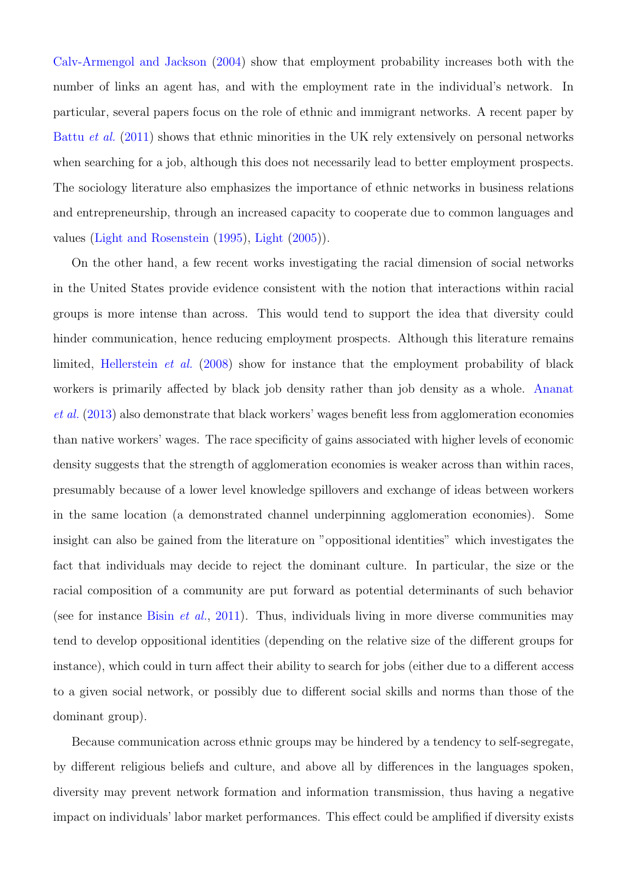Calv-Armengol and Jackson (2004) show that employment probability increases both with the number of links an agent has, and with the employment rate in the individual's network. In particular, several papers focus on the role of ethnic and immigrant networks. A recent paper by Battu *et al.* (2011) shows that ethnic minorities in the UK rely extensively on personal networks when searching for a job, although this does not necessarily lead to better employment prospects. The sociology literature also emphasizes the importance of ethnic networks in business relations and entrepreneurship, through an increased capacity to cooperate due to common languages and values (Light and Rosenstein (1995), Light (2005)).

On the other hand, a few recent works investigating the racial dimension of social networks in the United States provide evidence consistent with the notion that interactions within racial groups is more intense than across. This would tend to support the idea that diversity could hinder communication, hence reducing employment prospects. Although this literature remains limited, Hellerstein *et al.* (2008) show for instance that the employment probability of black workers is primarily affected by black job density rather than job density as a whole. Ananat *et al.* (2013) also demonstrate that black workers' wages benefit less from agglomeration economies than native workers' wages. The race specificity of gains associated with higher levels of economic density suggests that the strength of agglomeration economies is weaker across than within races, presumably because of a lower level knowledge spillovers and exchange of ideas between workers in the same location (a demonstrated channel underpinning agglomeration economies). Some insight can also be gained from the literature on "oppositional identities" which investigates the fact that individuals may decide to reject the dominant culture. In particular, the size or the racial composition of a community are put forward as potential determinants of such behavior (see for instance Bisin *et al.*, 2011). Thus, individuals living in more diverse communities may tend to develop oppositional identities (depending on the relative size of the different groups for instance), which could in turn affect their ability to search for jobs (either due to a different access to a given social network, or possibly due to different social skills and norms than those of the dominant group).

Because communication across ethnic groups may be hindered by a tendency to self-segregate, by different religious beliefs and culture, and above all by differences in the languages spoken, diversity may prevent network formation and information transmission, thus having a negative impact on individuals' labor market performances. This effect could be amplified if diversity exists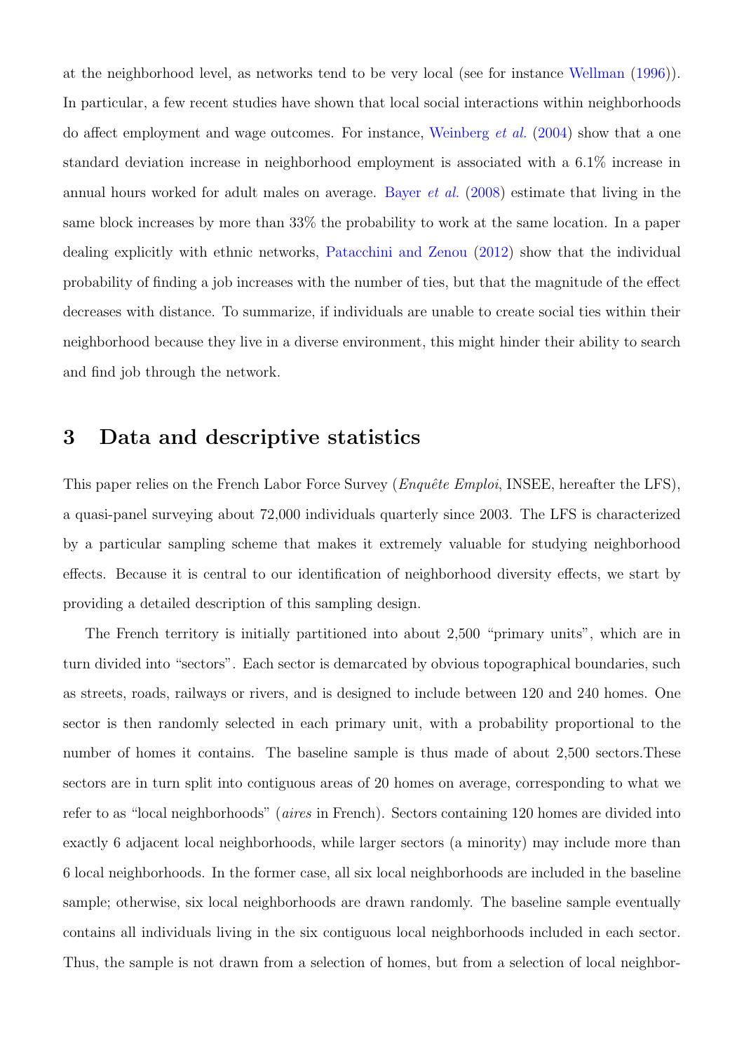at the neighborhood level, as networks tend to be very local (see for instance Wellman (1996)). In particular, a few recent studies have shown that local social interactions within neighborhoods do affect employment and wage outcomes. For instance, Weinberg *et al.* (2004) show that a one standard deviation increase in neighborhood employment is associated with a 6.1% increase in annual hours worked for adult males on average. Bayer *et al.* (2008) estimate that living in the same block increases by more than 33% the probability to work at the same location. In a paper dealing explicitly with ethnic networks, Patacchini and Zenou (2012) show that the individual probability of finding a job increases with the number of ties, but that the magnitude of the effect decreases with distance. To summarize, if individuals are unable to create social ties within their neighborhood because they live in a diverse environment, this might hinder their ability to search and find job through the network.

## 3 Data and descriptive statistics

This paper relies on the French Labor Force Survey (*Enquête Emploi*, INSEE, hereafter the LFS), a quasi-panel surveying about 72,000 individuals quarterly since 2003. The LFS is characterized by a particular sampling scheme that makes it extremely valuable for studying neighborhood effects. Because it is central to our identification of neighborhood diversity effects, we start by providing a detailed description of this sampling design.

The French territory is initially partitioned into about 2,500 "primary units", which are in turn divided into "sectors". Each sector is demarcated by obvious topographical boundaries, such as streets, roads, railways or rivers, and is designed to include between 120 and 240 homes. One sector is then randomly selected in each primary unit, with a probability proportional to the number of homes it contains. The baseline sample is thus made of about 2,500 sectors.These sectors are in turn split into contiguous areas of 20 homes on average, corresponding to what we refer to as "local neighborhoods" (*aires* in French). Sectors containing 120 homes are divided into exactly 6 adjacent local neighborhoods, while larger sectors (a minority) may include more than 6 local neighborhoods. In the former case, all six local neighborhoods are included in the baseline sample; otherwise, six local neighborhoods are drawn randomly. The baseline sample eventually contains all individuals living in the six contiguous local neighborhoods included in each sector. Thus, the sample is not drawn from a selection of homes, but from a selection of local neighbor-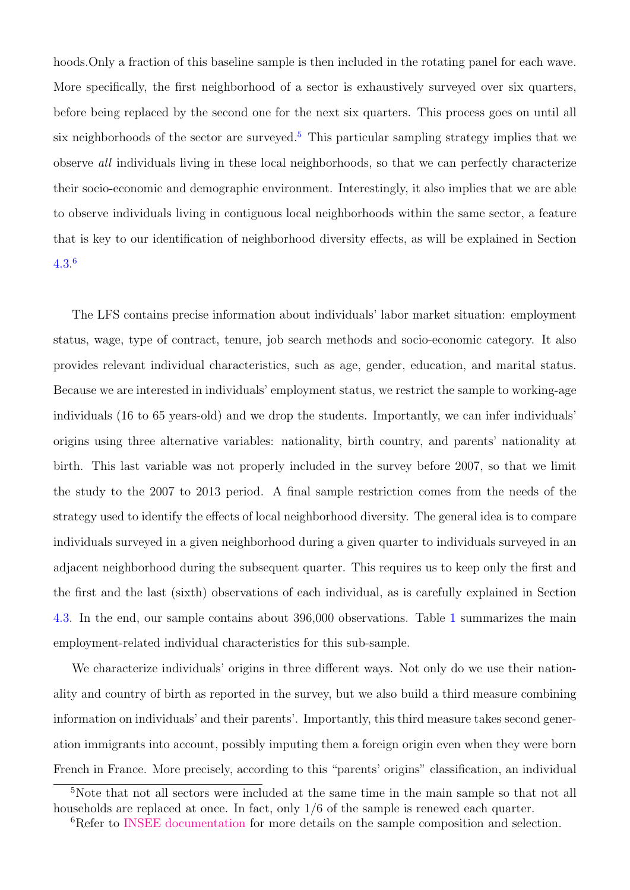hoods.Only a fraction of this baseline sample is then included in the rotating panel for each wave. More specifically, the first neighborhood of a sector is exhaustively surveyed over six quarters, before being replaced by the second one for the next six quarters. This process goes on until all six neighborhoods of the sector are surveyed.[5] This particular sampling strategy implies that we observe *all* individuals living in these local neighborhoods, so that we can perfectly characterize their socio-economic and demographic environment. Interestingly, it also implies that we are able to observe individuals living in contiguous local neighborhoods within the same sector, a feature that is key to our identification of neighborhood diversity effects, as will be explained in Section 4.3.[6]

The LFS contains precise information about individuals' labor market situation: employment status, wage, type of contract, tenure, job search methods and socio-economic category. It also provides relevant individual characteristics, such as age, gender, education, and marital status. Because we are interested in individuals' employment status, we restrict the sample to working-age individuals (16 to 65 years-old) and we drop the students. Importantly, we can infer individuals' origins using three alternative variables: nationality, birth country, and parents' nationality at birth. This last variable was not properly included in the survey before 2007, so that we limit the study to the 2007 to 2013 period. A final sample restriction comes from the needs of the strategy used to identify the effects of local neighborhood diversity. The general idea is to compare individuals surveyed in a given neighborhood during a given quarter to individuals surveyed in an adjacent neighborhood during the subsequent quarter. This requires us to keep only the first and the first and the last (sixth) observations of each individual, as is carefully explained in Section 4.3. In the end, our sample contains about 396,000 observations. Table 1 summarizes the main employment-related individual characteristics for this sub-sample.

We characterize individuals' origins in three different ways. Not only do we use their nationality and country of birth as reported in the survey, but we also build a third measure combining information on individuals' and their parents'. Importantly, this third measure takes second generation immigrants into account, possibly imputing them a foreign origin even when they were born French in France. More precisely, according to this "parents' origins" classification, an individual

[5] Note that not all sectors were included at the same time in the main sample so that not all households are replaced at once. In fact, only 1/6 of the sample is renewed each quarter.

[6] Refer to INSEE documentation for more details on the sample composition and selection.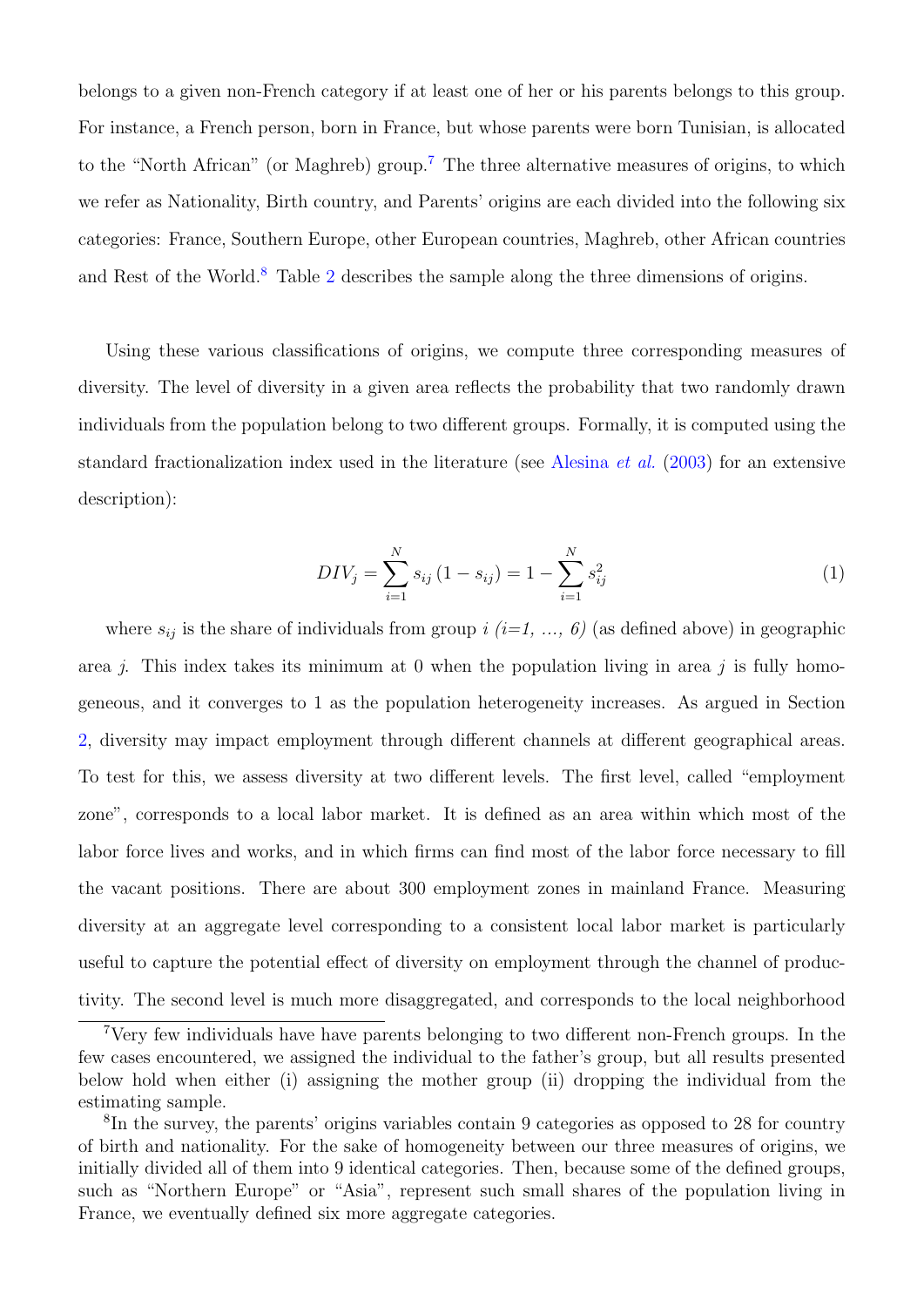belongs to a given non-French category if at least one of her or his parents belongs to this group. For instance, a French person, born in France, but whose parents were born Tunisian, is allocated to the "North African" (or Maghreb) group.[7] The three alternative measures of origins, to which we refer as Nationality, Birth country, and Parents' origins are each divided into the following six categories: France, Southern Europe, other European countries, Maghreb, other African countries and Rest of the World.[8] Table 2 describes the sample along the three dimensions of origins.

Using these various classifications of origins, we compute three corresponding measures of diversity. The level of diversity in a given area reflects the probability that two randomly drawn individuals from the population belong to two different groups. Formally, it is computed using the standard fractionalization index used in the literature (see Alesina *et al.* (2003) for an extensive description):

$$DIV_j = \sum_{i=1}^{N} s_{ij}\,(1 - s_{ij}) = 1 - \sum_{i=1}^{N} s_{ij}^2 \tag{1}$$

where $s_{ij}$ is the share of individuals from group $i$ *(i=1, ..., 6)* (as defined above) in geographic area $j$. This index takes its minimum at 0 when the population living in area $j$ is fully homogeneous, and it converges to 1 as the population heterogeneity increases. As argued in Section 2, diversity may impact employment through different channels at different geographical areas. To test for this, we assess diversity at two different levels. The first level, called "employment zone", corresponds to a local labor market. It is defined as an area within which most of the labor force lives and works, and in which firms can find most of the labor force necessary to fill the vacant positions. There are about 300 employment zones in mainland France. Measuring diversity at an aggregate level corresponding to a consistent local labor market is particularly useful to capture the potential effect of diversity on employment through the channel of productivity. The second level is much more disaggregated, and corresponds to the local neighborhood

[7] Very few individuals have have parents belonging to two different non-French groups. In the few cases encountered, we assigned the individual to the father's group, but all results presented below hold when either (i) assigning the mother group (ii) dropping the individual from the estimating sample.

[8] In the survey, the parents' origins variables contain 9 categories as opposed to 28 for country of birth and nationality. For the sake of homogeneity between our three measures of origins, we initially divided all of them into 9 identical categories. Then, because some of the defined groups, such as "Northern Europe" or "Asia", represent such small shares of the population living in France, we eventually defined six more aggregate categories.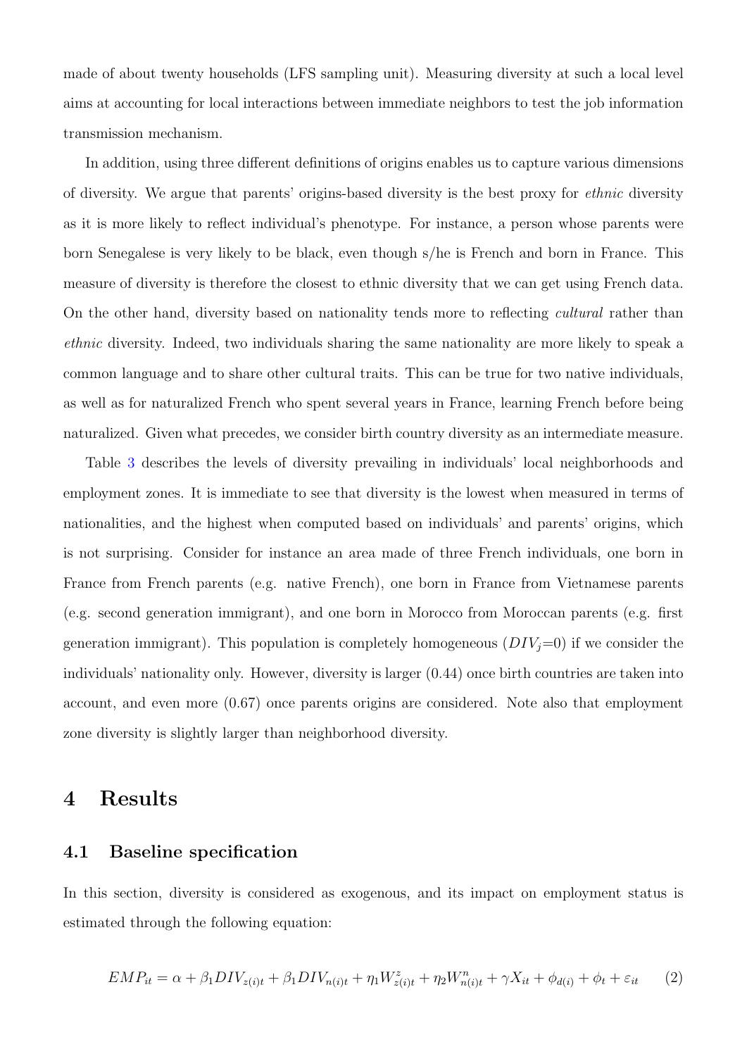made of about twenty households (LFS sampling unit). Measuring diversity at such a local level aims at accounting for local interactions between immediate neighbors to test the job information transmission mechanism.

In addition, using three different definitions of origins enables us to capture various dimensions of diversity. We argue that parents' origins-based diversity is the best proxy for *ethnic* diversity as it is more likely to reflect individual's phenotype. For instance, a person whose parents were born Senegalese is very likely to be black, even though s/he is French and born in France. This measure of diversity is therefore the closest to ethnic diversity that we can get using French data. On the other hand, diversity based on nationality tends more to reflecting *cultural* rather than *ethnic* diversity. Indeed, two individuals sharing the same nationality are more likely to speak a common language and to share other cultural traits. This can be true for two native individuals, as well as for naturalized French who spent several years in France, learning French before being naturalized. Given what precedes, we consider birth country diversity as an intermediate measure.

Table 3 describes the levels of diversity prevailing in individuals' local neighborhoods and employment zones. It is immediate to see that diversity is the lowest when measured in terms of nationalities, and the highest when computed based on individuals' and parents' origins, which is not surprising. Consider for instance an area made of three French individuals, one born in France from French parents (e.g. native French), one born in France from Vietnamese parents (e.g. second generation immigrant), and one born in Morocco from Moroccan parents (e.g. first generation immigrant). This population is completely homogeneous ($DIV_j$=0) if we consider the individuals' nationality only. However, diversity is larger (0.44) once birth countries are taken into account, and even more (0.67) once parents origins are considered. Note also that employment zone diversity is slightly larger than neighborhood diversity.

# 4 Results

## 4.1 Baseline specification

In this section, diversity is considered as exogenous, and its impact on employment status is estimated through the following equation:

$$EMP_{it} = \alpha + \beta_1 DIV_{z(i)t} + \beta_1 DIV_{n(i)t} + \eta_1 W^z_{z(i)t} + \eta_2 W^n_{n(i)t} + \gamma X_{it} + \phi_{d(i)} + \phi_t + \varepsilon_{it} \qquad (2)$$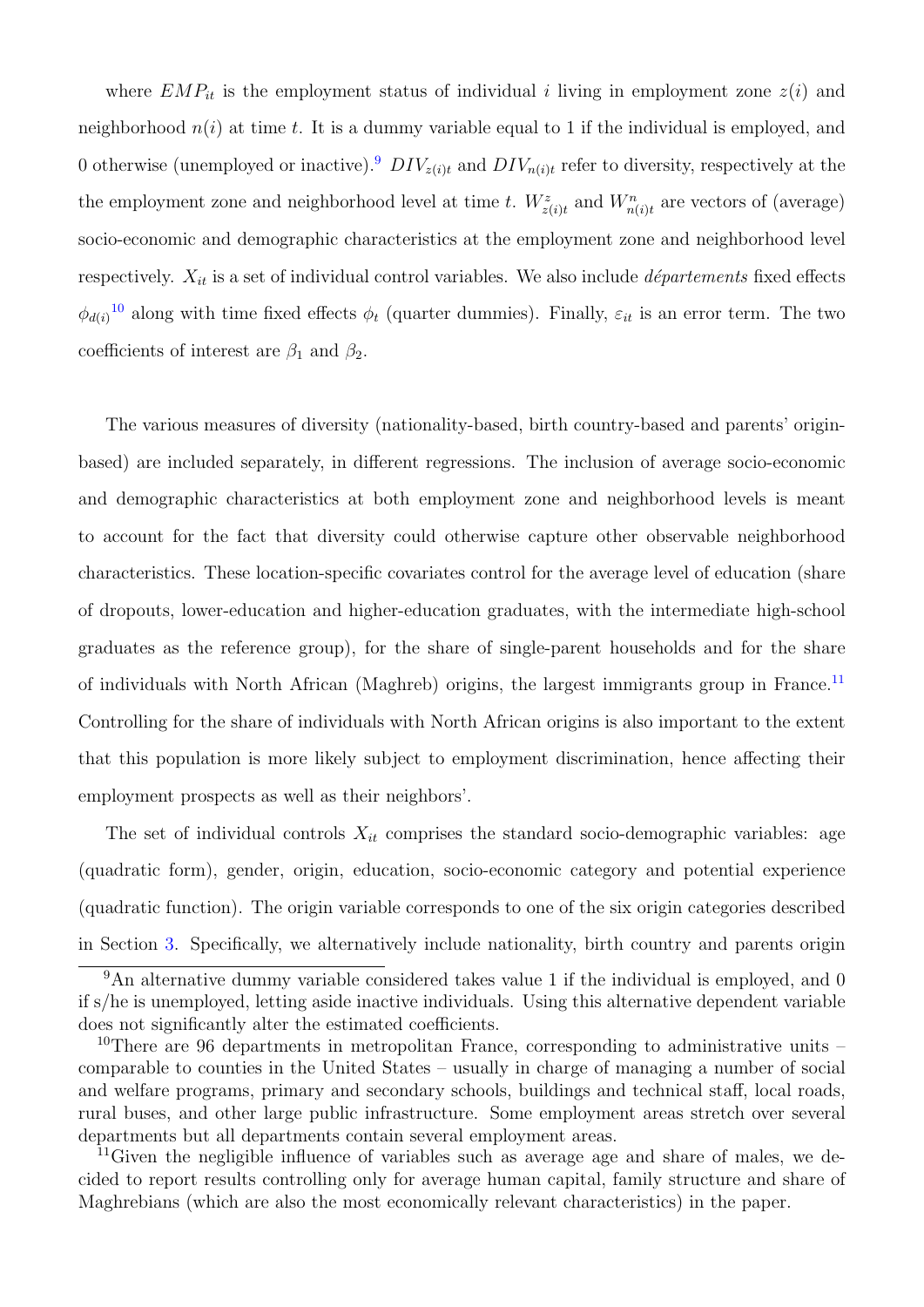where $EMP_{it}$ is the employment status of individual $i$ living in employment zone $z(i)$ and neighborhood $n(i)$ at time $t$. It is a dummy variable equal to 1 if the individual is employed, and 0 otherwise (unemployed or inactive).[9] $DIV_{z(i)t}$ and $DIV_{n(i)t}$ refer to diversity, respectively at the the employment zone and neighborhood level at time $t$. $W^z_{z(i)t}$ and $W^n_{n(i)t}$ are vectors of (average) socio-economic and demographic characteristics at the employment zone and neighborhood level respectively. $X_{it}$ is a set of individual control variables. We also include *départements* fixed effects $\phi_{d(i)}$[10] along with time fixed effects $\phi_t$ (quarter dummies). Finally, $\varepsilon_{it}$ is an error term. The two coefficients of interest are $\beta_1$ and $\beta_2$.

The various measures of diversity (nationality-based, birth country-based and parents' origin-based) are included separately, in different regressions. The inclusion of average socio-economic and demographic characteristics at both employment zone and neighborhood levels is meant to account for the fact that diversity could otherwise capture other observable neighborhood characteristics. These location-specific covariates control for the average level of education (share of dropouts, lower-education and higher-education graduates, with the intermediate high-school graduates as the reference group), for the share of single-parent households and for the share of individuals with North African (Maghreb) origins, the largest immigrants group in France.[11] Controlling for the share of individuals with North African origins is also important to the extent that this population is more likely subject to employment discrimination, hence affecting their employment prospects as well as their neighbors'.

The set of individual controls $X_{it}$ comprises the standard socio-demographic variables: age (quadratic form), gender, origin, education, socio-economic category and potential experience (quadratic function). The origin variable corresponds to one of the six origin categories described in Section 3. Specifically, we alternatively include nationality, birth country and parents origin

[9]An alternative dummy variable considered takes value 1 if the individual is employed, and 0 if s/he is unemployed, letting aside inactive individuals. Using this alternative dependent variable does not significantly alter the estimated coefficients.

[10]There are 96 departments in metropolitan France, corresponding to administrative units – comparable to counties in the United States – usually in charge of managing a number of social and welfare programs, primary and secondary schools, buildings and technical staff, local roads, rural buses, and other large public infrastructure. Some employment areas stretch over several departments but all departments contain several employment areas.

[11]Given the negligible influence of variables such as average age and share of males, we decided to report results controlling only for average human capital, family structure and share of Maghrebians (which are also the most economically relevant characteristics) in the paper.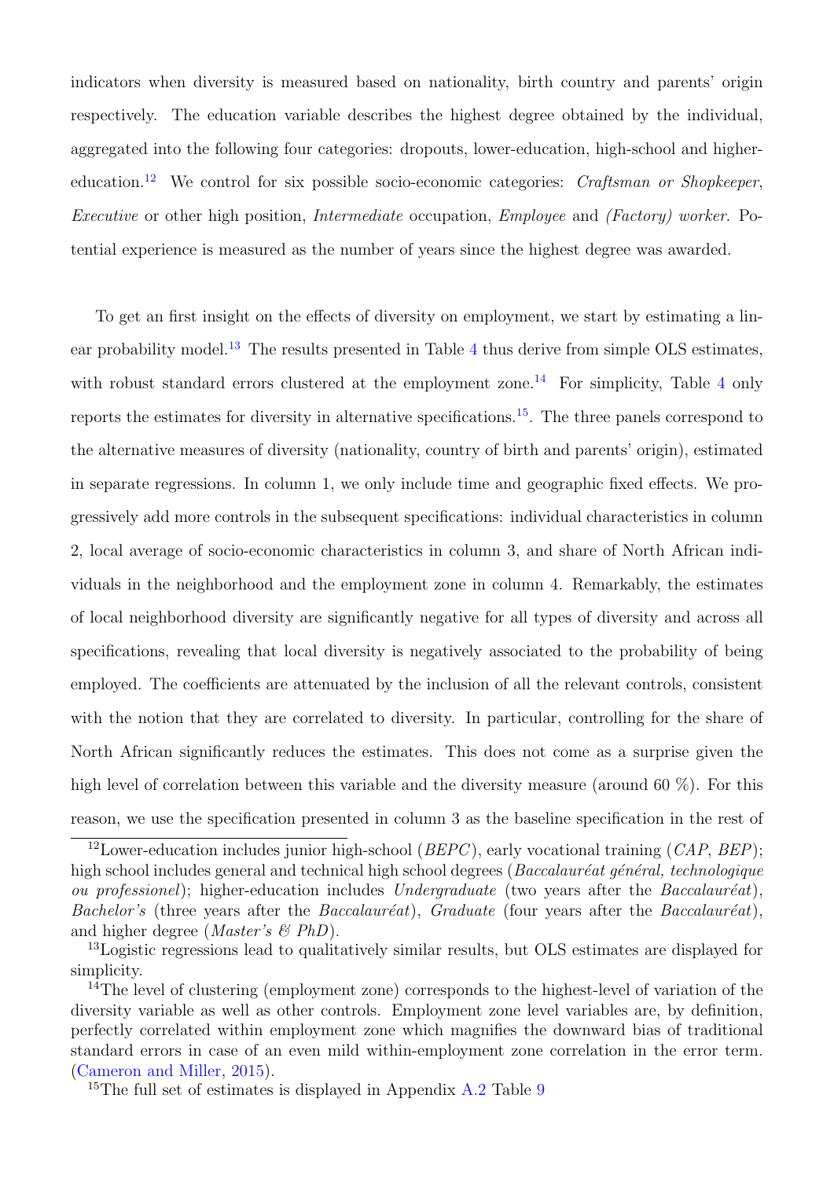indicators when diversity is measured based on nationality, birth country and parents' origin respectively. The education variable describes the highest degree obtained by the individual, aggregated into the following four categories: dropouts, lower-education, high-school and higher-education.[12] We control for six possible socio-economic categories: *Craftsman or Shopkeeper*, *Executive* or other high position, *Intermediate* occupation, *Employee* and *(Factory) worker*. Potential experience is measured as the number of years since the highest degree was awarded.

To get an first insight on the effects of diversity on employment, we start by estimating a linear probability model.[13] The results presented in Table 4 thus derive from simple OLS estimates, with robust standard errors clustered at the employment zone.[14] For simplicity, Table 4 only reports the estimates for diversity in alternative specifications.[15]. The three panels correspond to the alternative measures of diversity (nationality, country of birth and parents' origin), estimated in separate regressions. In column 1, we only include time and geographic fixed effects. We progressively add more controls in the subsequent specifications: individual characteristics in column 2, local average of socio-economic characteristics in column 3, and share of North African individuals in the neighborhood and the employment zone in column 4. Remarkably, the estimates of local neighborhood diversity are significantly negative for all types of diversity and across all specifications, revealing that local diversity is negatively associated to the probability of being employed. The coefficients are attenuated by the inclusion of all the relevant controls, consistent with the notion that they are correlated to diversity. In particular, controlling for the share of North African significantly reduces the estimates. This does not come as a surprise given the high level of correlation between this variable and the diversity measure (around 60 %). For this reason, we use the specification presented in column 3 as the baseline specification in the rest of

[12] Lower-education includes junior high-school (*BEPC*), early vocational training (*CAP*, *BEP*); high school includes general and technical high school degrees (*Baccalauréat général, technologique ou professionel*); higher-education includes *Undergraduate* (two years after the *Baccalauréat*), *Bachelor's* (three years after the *Baccalauréat*), *Graduate* (four years after the *Baccalauréat*), and higher degree (*Master's & PhD*).

[13] Logistic regressions lead to qualitatively similar results, but OLS estimates are displayed for simplicity.

[14] The level of clustering (employment zone) corresponds to the highest-level of variation of the diversity variable as well as other controls. Employment zone level variables are, by definition, perfectly correlated within employment zone which magnifies the downward bias of traditional standard errors in case of an even mild within-employment zone correlation in the error term. (Cameron and Miller, 2015).

[15] The full set of estimates is displayed in Appendix A.2 Table 9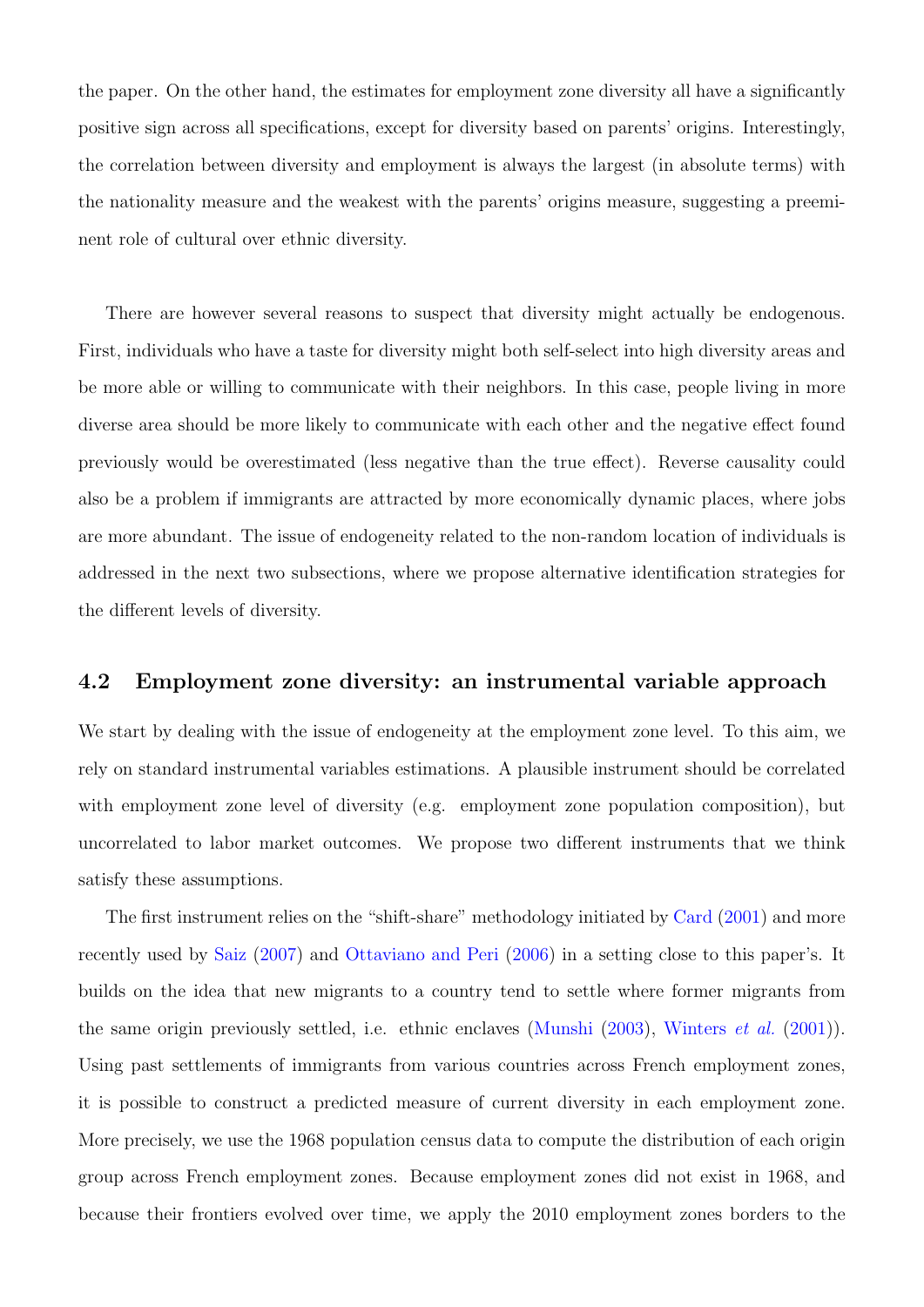the paper. On the other hand, the estimates for employment zone diversity all have a significantly positive sign across all specifications, except for diversity based on parents' origins. Interestingly, the correlation between diversity and employment is always the largest (in absolute terms) with the nationality measure and the weakest with the parents' origins measure, suggesting a preeminent role of cultural over ethnic diversity.

There are however several reasons to suspect that diversity might actually be endogenous. First, individuals who have a taste for diversity might both self-select into high diversity areas and be more able or willing to communicate with their neighbors. In this case, people living in more diverse area should be more likely to communicate with each other and the negative effect found previously would be overestimated (less negative than the true effect). Reverse causality could also be a problem if immigrants are attracted by more economically dynamic places, where jobs are more abundant. The issue of endogeneity related to the non-random location of individuals is addressed in the next two subsections, where we propose alternative identification strategies for the different levels of diversity.

## 4.2 Employment zone diversity: an instrumental variable approach

We start by dealing with the issue of endogeneity at the employment zone level. To this aim, we rely on standard instrumental variables estimations. A plausible instrument should be correlated with employment zone level of diversity (e.g. employment zone population composition), but uncorrelated to labor market outcomes. We propose two different instruments that we think satisfy these assumptions.

The first instrument relies on the "shift-share" methodology initiated by Card (2001) and more recently used by Saiz (2007) and Ottaviano and Peri (2006) in a setting close to this paper's. It builds on the idea that new migrants to a country tend to settle where former migrants from the same origin previously settled, i.e. ethnic enclaves (Munshi (2003), Winters *et al.* (2001)). Using past settlements of immigrants from various countries across French employment zones, it is possible to construct a predicted measure of current diversity in each employment zone. More precisely, we use the 1968 population census data to compute the distribution of each origin group across French employment zones. Because employment zones did not exist in 1968, and because their frontiers evolved over time, we apply the 2010 employment zones borders to the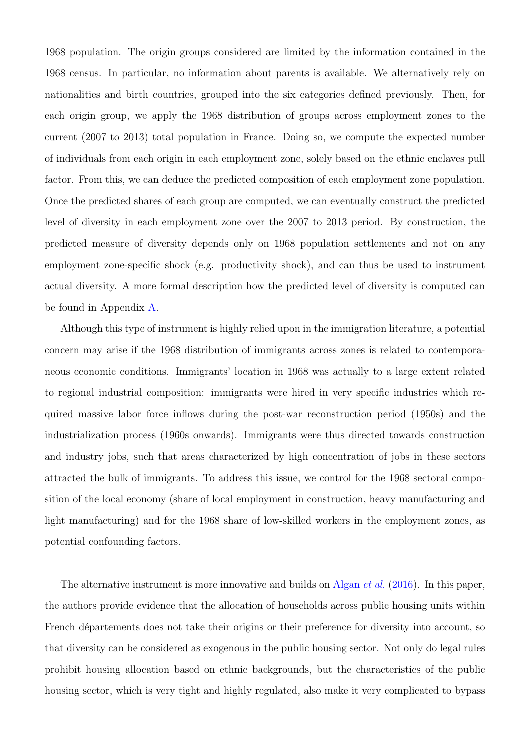1968 population. The origin groups considered are limited by the information contained in the 1968 census. In particular, no information about parents is available. We alternatively rely on nationalities and birth countries, grouped into the six categories defined previously. Then, for each origin group, we apply the 1968 distribution of groups across employment zones to the current (2007 to 2013) total population in France. Doing so, we compute the expected number of individuals from each origin in each employment zone, solely based on the ethnic enclaves pull factor. From this, we can deduce the predicted composition of each employment zone population. Once the predicted shares of each group are computed, we can eventually construct the predicted level of diversity in each employment zone over the 2007 to 2013 period. By construction, the predicted measure of diversity depends only on 1968 population settlements and not on any employment zone-specific shock (e.g. productivity shock), and can thus be used to instrument actual diversity. A more formal description how the predicted level of diversity is computed can be found in Appendix A.

Although this type of instrument is highly relied upon in the immigration literature, a potential concern may arise if the 1968 distribution of immigrants across zones is related to contemporaneous economic conditions. Immigrants' location in 1968 was actually to a large extent related to regional industrial composition: immigrants were hired in very specific industries which required massive labor force inflows during the post-war reconstruction period (1950s) and the industrialization process (1960s onwards). Immigrants were thus directed towards construction and industry jobs, such that areas characterized by high concentration of jobs in these sectors attracted the bulk of immigrants. To address this issue, we control for the 1968 sectoral composition of the local economy (share of local employment in construction, heavy manufacturing and light manufacturing) and for the 1968 share of low-skilled workers in the employment zones, as potential confounding factors.

The alternative instrument is more innovative and builds on Algan *et al.* (2016). In this paper, the authors provide evidence that the allocation of households across public housing units within French départements does not take their origins or their preference for diversity into account, so that diversity can be considered as exogenous in the public housing sector. Not only do legal rules prohibit housing allocation based on ethnic backgrounds, but the characteristics of the public housing sector, which is very tight and highly regulated, also make it very complicated to bypass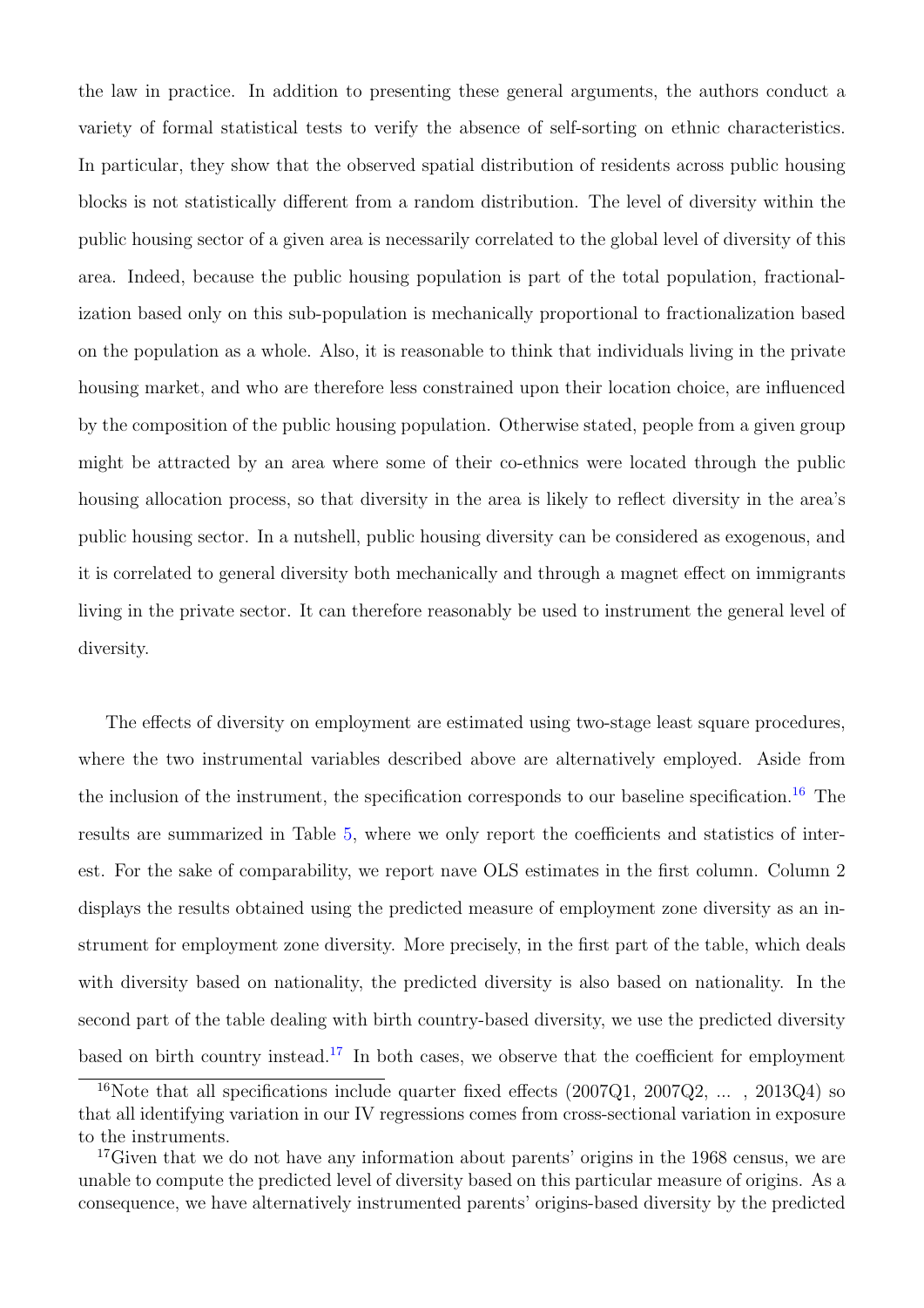the law in practice. In addition to presenting these general arguments, the authors conduct a variety of formal statistical tests to verify the absence of self-sorting on ethnic characteristics. In particular, they show that the observed spatial distribution of residents across public housing blocks is not statistically different from a random distribution. The level of diversity within the public housing sector of a given area is necessarily correlated to the global level of diversity of this area. Indeed, because the public housing population is part of the total population, fractionalization based only on this sub-population is mechanically proportional to fractionalization based on the population as a whole. Also, it is reasonable to think that individuals living in the private housing market, and who are therefore less constrained upon their location choice, are influenced by the composition of the public housing population. Otherwise stated, people from a given group might be attracted by an area where some of their co-ethnics were located through the public housing allocation process, so that diversity in the area is likely to reflect diversity in the area's public housing sector. In a nutshell, public housing diversity can be considered as exogenous, and it is correlated to general diversity both mechanically and through a magnet effect on immigrants living in the private sector. It can therefore reasonably be used to instrument the general level of diversity.

The effects of diversity on employment are estimated using two-stage least square procedures, where the two instrumental variables described above are alternatively employed. Aside from the inclusion of the instrument, the specification corresponds to our baseline specification.[16] The results are summarized in Table 5, where we only report the coefficients and statistics of interest. For the sake of comparability, we report nave OLS estimates in the first column. Column 2 displays the results obtained using the predicted measure of employment zone diversity as an instrument for employment zone diversity. More precisely, in the first part of the table, which deals with diversity based on nationality, the predicted diversity is also based on nationality. In the second part of the table dealing with birth country-based diversity, we use the predicted diversity based on birth country instead.[17] In both cases, we observe that the coefficient for employment

[16]Note that all specifications include quarter fixed effects (2007Q1, 2007Q2, ... , 2013Q4) so that all identifying variation in our IV regressions comes from cross-sectional variation in exposure to the instruments.

[17]Given that we do not have any information about parents' origins in the 1968 census, we are unable to compute the predicted level of diversity based on this particular measure of origins. As a consequence, we have alternatively instrumented parents' origins-based diversity by the predicted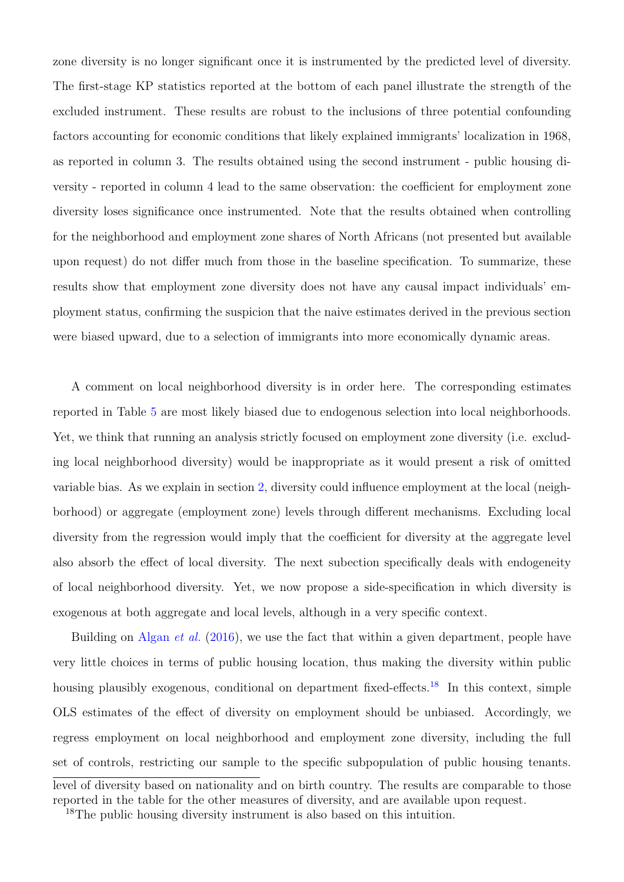zone diversity is no longer significant once it is instrumented by the predicted level of diversity. The first-stage KP statistics reported at the bottom of each panel illustrate the strength of the excluded instrument. These results are robust to the inclusions of three potential confounding factors accounting for economic conditions that likely explained immigrants' localization in 1968, as reported in column 3. The results obtained using the second instrument - public housing diversity - reported in column 4 lead to the same observation: the coefficient for employment zone diversity loses significance once instrumented. Note that the results obtained when controlling for the neighborhood and employment zone shares of North Africans (not presented but available upon request) do not differ much from those in the baseline specification. To summarize, these results show that employment zone diversity does not have any causal impact individuals' employment status, confirming the suspicion that the naive estimates derived in the previous section were biased upward, due to a selection of immigrants into more economically dynamic areas.

A comment on local neighborhood diversity is in order here. The corresponding estimates reported in Table 5 are most likely biased due to endogenous selection into local neighborhoods. Yet, we think that running an analysis strictly focused on employment zone diversity (i.e. excluding local neighborhood diversity) would be inappropriate as it would present a risk of omitted variable bias. As we explain in section 2, diversity could influence employment at the local (neighborhood) or aggregate (employment zone) levels through different mechanisms. Excluding local diversity from the regression would imply that the coefficient for diversity at the aggregate level also absorb the effect of local diversity. The next subection specifically deals with endogeneity of local neighborhood diversity. Yet, we now propose a side-specification in which diversity is exogenous at both aggregate and local levels, although in a very specific context.

Building on Algan *et al.* (2016), we use the fact that within a given department, people have very little choices in terms of public housing location, thus making the diversity within public housing plausibly exogenous, conditional on department fixed-effects.[18] In this context, simple OLS estimates of the effect of diversity on employment should be unbiased. Accordingly, we regress employment on local neighborhood and employment zone diversity, including the full set of controls, restricting our sample to the specific subpopulation of public housing tenants.

level of diversity based on nationality and on birth country. The results are comparable to those reported in the table for the other measures of diversity, and are available upon request.

[18]The public housing diversity instrument is also based on this intuition.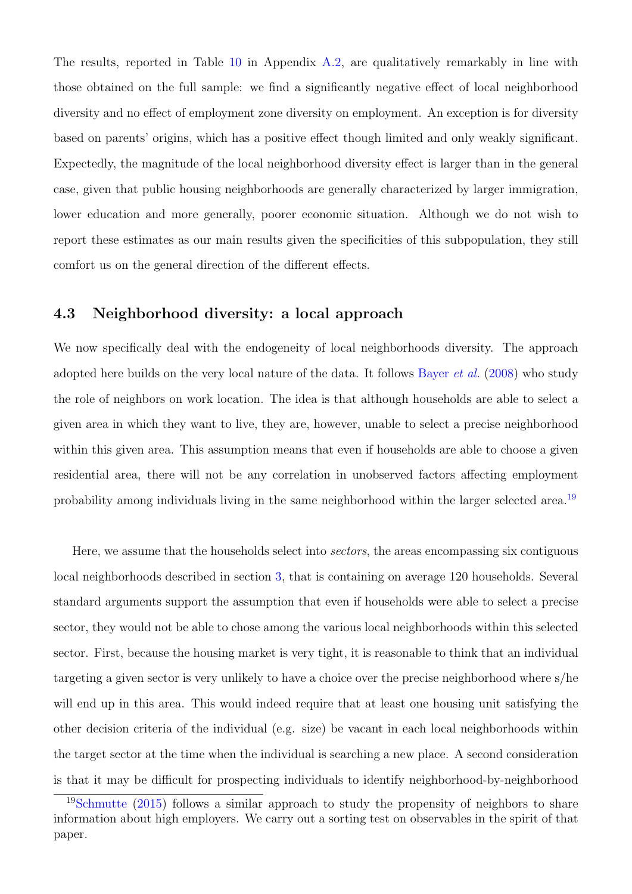The results, reported in Table 10 in Appendix A.2, are qualitatively remarkably in line with those obtained on the full sample: we find a significantly negative effect of local neighborhood diversity and no effect of employment zone diversity on employment. An exception is for diversity based on parents' origins, which has a positive effect though limited and only weakly significant. Expectedly, the magnitude of the local neighborhood diversity effect is larger than in the general case, given that public housing neighborhoods are generally characterized by larger immigration, lower education and more generally, poorer economic situation. Although we do not wish to report these estimates as our main results given the specificities of this subpopulation, they still comfort us on the general direction of the different effects.

## 4.3 Neighborhood diversity: a local approach

We now specifically deal with the endogeneity of local neighborhoods diversity. The approach adopted here builds on the very local nature of the data. It follows Bayer *et al.* (2008) who study the role of neighbors on work location. The idea is that although households are able to select a given area in which they want to live, they are, however, unable to select a precise neighborhood within this given area. This assumption means that even if households are able to choose a given residential area, there will not be any correlation in unobserved factors affecting employment probability among individuals living in the same neighborhood within the larger selected area.[19]

Here, we assume that the households select into *sectors*, the areas encompassing six contiguous local neighborhoods described in section 3, that is containing on average 120 households. Several standard arguments support the assumption that even if households were able to select a precise sector, they would not be able to chose among the various local neighborhoods within this selected sector. First, because the housing market is very tight, it is reasonable to think that an individual targeting a given sector is very unlikely to have a choice over the precise neighborhood where s/he will end up in this area. This would indeed require that at least one housing unit satisfying the other decision criteria of the individual (e.g. size) be vacant in each local neighborhoods within the target sector at the time when the individual is searching a new place. A second consideration is that it may be difficult for prospecting individuals to identify neighborhood-by-neighborhood

[19] Schmutte (2015) follows a similar approach to study the propensity of neighbors to share information about high employers. We carry out a sorting test on observables in the spirit of that paper.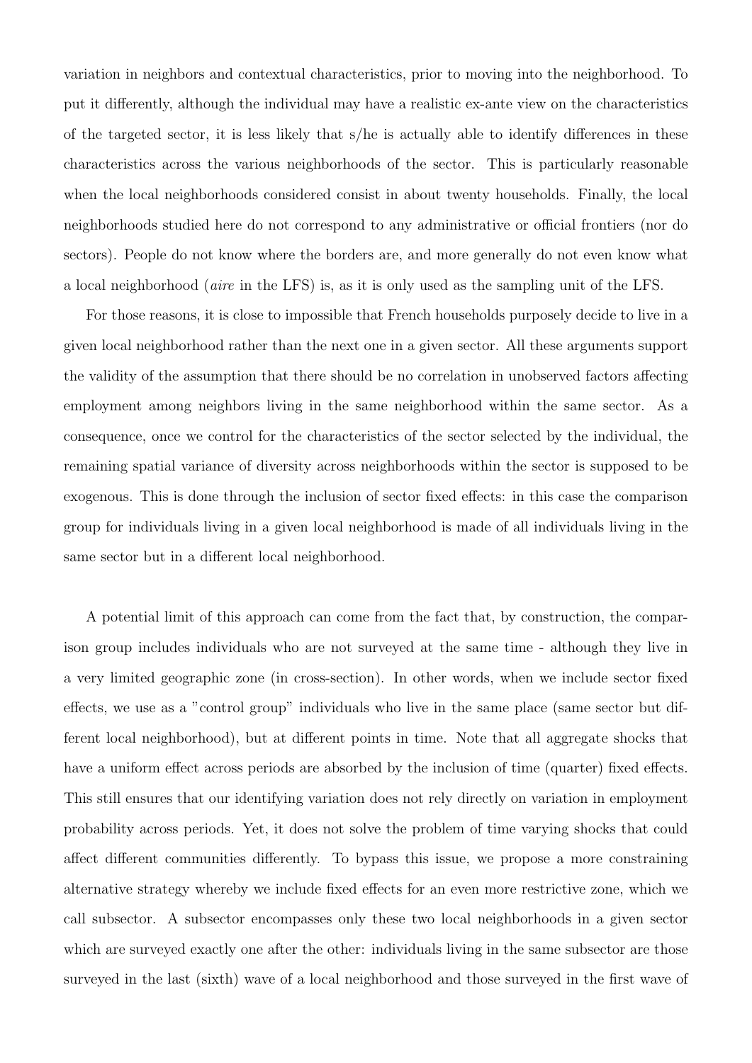variation in neighbors and contextual characteristics, prior to moving into the neighborhood. To put it differently, although the individual may have a realistic ex-ante view on the characteristics of the targeted sector, it is less likely that s/he is actually able to identify differences in these characteristics across the various neighborhoods of the sector. This is particularly reasonable when the local neighborhoods considered consist in about twenty households. Finally, the local neighborhoods studied here do not correspond to any administrative or official frontiers (nor do sectors). People do not know where the borders are, and more generally do not even know what a local neighborhood (*aire* in the LFS) is, as it is only used as the sampling unit of the LFS.

For those reasons, it is close to impossible that French households purposely decide to live in a given local neighborhood rather than the next one in a given sector. All these arguments support the validity of the assumption that there should be no correlation in unobserved factors affecting employment among neighbors living in the same neighborhood within the same sector. As a consequence, once we control for the characteristics of the sector selected by the individual, the remaining spatial variance of diversity across neighborhoods within the sector is supposed to be exogenous. This is done through the inclusion of sector fixed effects: in this case the comparison group for individuals living in a given local neighborhood is made of all individuals living in the same sector but in a different local neighborhood.

A potential limit of this approach can come from the fact that, by construction, the comparison group includes individuals who are not surveyed at the same time - although they live in a very limited geographic zone (in cross-section). In other words, when we include sector fixed effects, we use as a "control group" individuals who live in the same place (same sector but different local neighborhood), but at different points in time. Note that all aggregate shocks that have a uniform effect across periods are absorbed by the inclusion of time (quarter) fixed effects. This still ensures that our identifying variation does not rely directly on variation in employment probability across periods. Yet, it does not solve the problem of time varying shocks that could affect different communities differently. To bypass this issue, we propose a more constraining alternative strategy whereby we include fixed effects for an even more restrictive zone, which we call subsector. A subsector encompasses only these two local neighborhoods in a given sector which are surveyed exactly one after the other: individuals living in the same subsector are those surveyed in the last (sixth) wave of a local neighborhood and those surveyed in the first wave of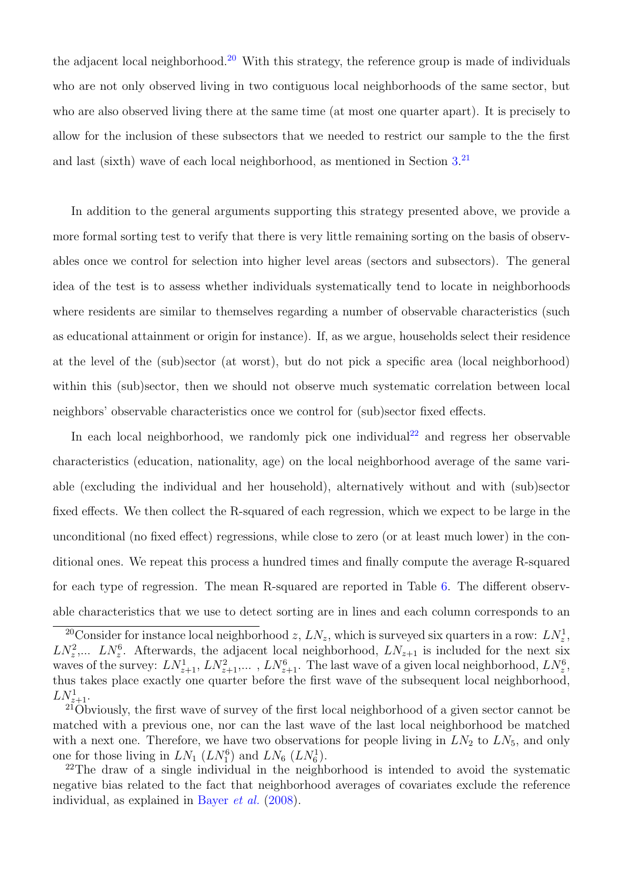the adjacent local neighborhood.[20] With this strategy, the reference group is made of individuals who are not only observed living in two contiguous local neighborhoods of the same sector, but who are also observed living there at the same time (at most one quarter apart). It is precisely to allow for the inclusion of these subsectors that we needed to restrict our sample to the the first and last (sixth) wave of each local neighborhood, as mentioned in Section 3.[21]

In addition to the general arguments supporting this strategy presented above, we provide a more formal sorting test to verify that there is very little remaining sorting on the basis of observables once we control for selection into higher level areas (sectors and subsectors). The general idea of the test is to assess whether individuals systematically tend to locate in neighborhoods where residents are similar to themselves regarding a number of observable characteristics (such as educational attainment or origin for instance). If, as we argue, households select their residence at the level of the (sub)sector (at worst), but do not pick a specific area (local neighborhood) within this (sub)sector, then we should not observe much systematic correlation between local neighbors' observable characteristics once we control for (sub)sector fixed effects.

In each local neighborhood, we randomly pick one individual[22] and regress her observable characteristics (education, nationality, age) on the local neighborhood average of the same variable (excluding the individual and her household), alternatively without and with (sub)sector fixed effects. We then collect the R-squared of each regression, which we expect to be large in the unconditional (no fixed effect) regressions, while close to zero (or at least much lower) in the conditional ones. We repeat this process a hundred times and finally compute the average R-squared for each type of regression. The mean R-squared are reported in Table 6. The different observable characteristics that we use to detect sorting are in lines and each column corresponds to an

[20]Consider for instance local neighborhood $z$, $LN_z$, which is surveyed six quarters in a row: $LN_z^1$, $LN_z^2$,... $LN_z^6$. Afterwards, the adjacent local neighborhood, $LN_{z+1}$ is included for the next six waves of the survey: $LN_{z+1}^1$, $LN_{z+1}^2$,... , $LN_{z+1}^6$. The last wave of a given local neighborhood, $LN_z^6$, thus takes place exactly one quarter before the first wave of the subsequent local neighborhood, $LN_{z+1}^1$.

[21]Obviously, the first wave of survey of the first local neighborhood of a given sector cannot be matched with a previous one, nor can the last wave of the last local neighborhood be matched with a next one. Therefore, we have two observations for people living in $LN_2$ to $LN_5$, and only one for those living in $LN_1$ ($LN_1^6$) and $LN_6$ ($LN_6^1$).

[22]The draw of a single individual in the neighborhood is intended to avoid the systematic negative bias related to the fact that neighborhood averages of covariates exclude the reference individual, as explained in Bayer *et al.* (2008).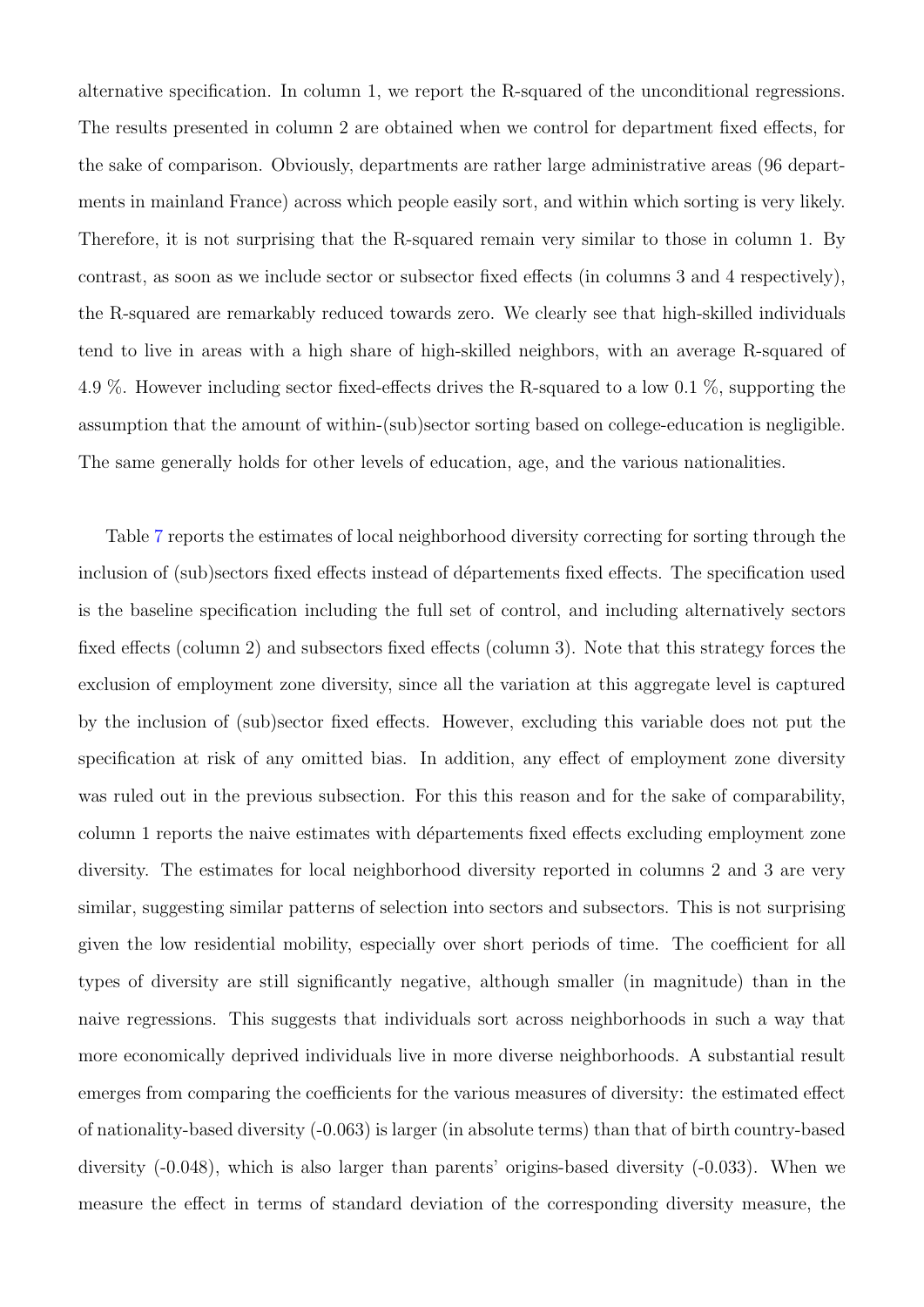alternative specification. In column 1, we report the R-squared of the unconditional regressions. The results presented in column 2 are obtained when we control for department fixed effects, for the sake of comparison. Obviously, departments are rather large administrative areas (96 departments in mainland France) across which people easily sort, and within which sorting is very likely. Therefore, it is not surprising that the R-squared remain very similar to those in column 1. By contrast, as soon as we include sector or subsector fixed effects (in columns 3 and 4 respectively), the R-squared are remarkably reduced towards zero. We clearly see that high-skilled individuals tend to live in areas with a high share of high-skilled neighbors, with an average R-squared of 4.9 %. However including sector fixed-effects drives the R-squared to a low 0.1 %, supporting the assumption that the amount of within-(sub)sector sorting based on college-education is negligible. The same generally holds for other levels of education, age, and the various nationalities.

Table 7 reports the estimates of local neighborhood diversity correcting for sorting through the inclusion of (sub)sectors fixed effects instead of départements fixed effects. The specification used is the baseline specification including the full set of control, and including alternatively sectors fixed effects (column 2) and subsectors fixed effects (column 3). Note that this strategy forces the exclusion of employment zone diversity, since all the variation at this aggregate level is captured by the inclusion of (sub)sector fixed effects. However, excluding this variable does not put the specification at risk of any omitted bias. In addition, any effect of employment zone diversity was ruled out in the previous subsection. For this this reason and for the sake of comparability, column 1 reports the naive estimates with départements fixed effects excluding employment zone diversity. The estimates for local neighborhood diversity reported in columns 2 and 3 are very similar, suggesting similar patterns of selection into sectors and subsectors. This is not surprising given the low residential mobility, especially over short periods of time. The coefficient for all types of diversity are still significantly negative, although smaller (in magnitude) than in the naive regressions. This suggests that individuals sort across neighborhoods in such a way that more economically deprived individuals live in more diverse neighborhoods. A substantial result emerges from comparing the coefficients for the various measures of diversity: the estimated effect of nationality-based diversity (-0.063) is larger (in absolute terms) than that of birth country-based diversity (-0.048), which is also larger than parents' origins-based diversity (-0.033). When we measure the effect in terms of standard deviation of the corresponding diversity measure, the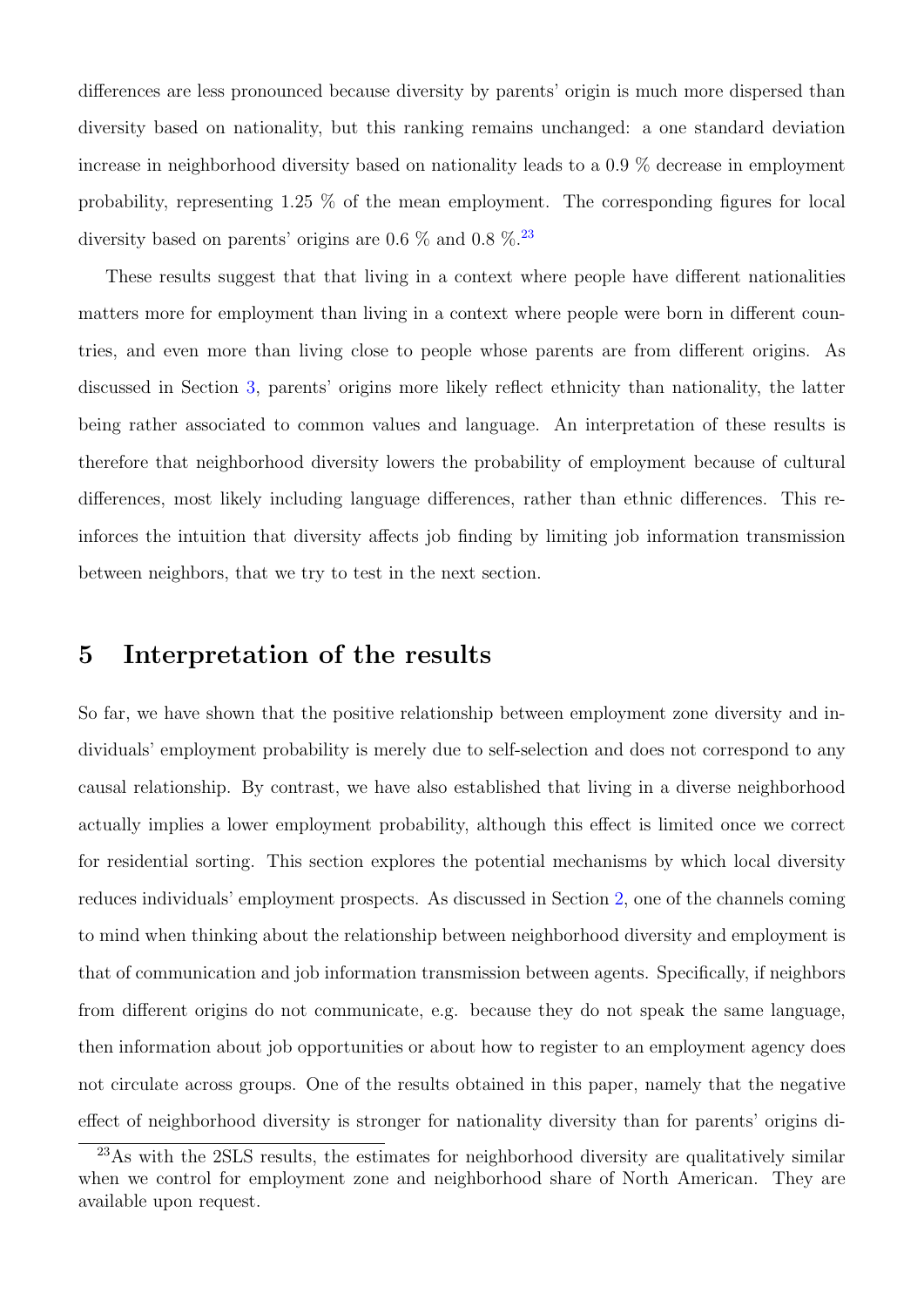differences are less pronounced because diversity by parents' origin is much more dispersed than diversity based on nationality, but this ranking remains unchanged: a one standard deviation increase in neighborhood diversity based on nationality leads to a 0.9 % decrease in employment probability, representing 1.25 % of the mean employment. The corresponding figures for local diversity based on parents' origins are 0.6 % and 0.8 %.[23]

These results suggest that that living in a context where people have different nationalities matters more for employment than living in a context where people were born in different countries, and even more than living close to people whose parents are from different origins. As discussed in Section 3, parents' origins more likely reflect ethnicity than nationality, the latter being rather associated to common values and language. An interpretation of these results is therefore that neighborhood diversity lowers the probability of employment because of cultural differences, most likely including language differences, rather than ethnic differences. This reinforces the intuition that diversity affects job finding by limiting job information transmission between neighbors, that we try to test in the next section.

## 5 Interpretation of the results

So far, we have shown that the positive relationship between employment zone diversity and individuals' employment probability is merely due to self-selection and does not correspond to any causal relationship. By contrast, we have also established that living in a diverse neighborhood actually implies a lower employment probability, although this effect is limited once we correct for residential sorting. This section explores the potential mechanisms by which local diversity reduces individuals' employment prospects. As discussed in Section 2, one of the channels coming to mind when thinking about the relationship between neighborhood diversity and employment is that of communication and job information transmission between agents. Specifically, if neighbors from different origins do not communicate, e.g. because they do not speak the same language, then information about job opportunities or about how to register to an employment agency does not circulate across groups. One of the results obtained in this paper, namely that the negative effect of neighborhood diversity is stronger for nationality diversity than for parents' origins di-

[23] As with the 2SLS results, the estimates for neighborhood diversity are qualitatively similar when we control for employment zone and neighborhood share of North American. They are available upon request.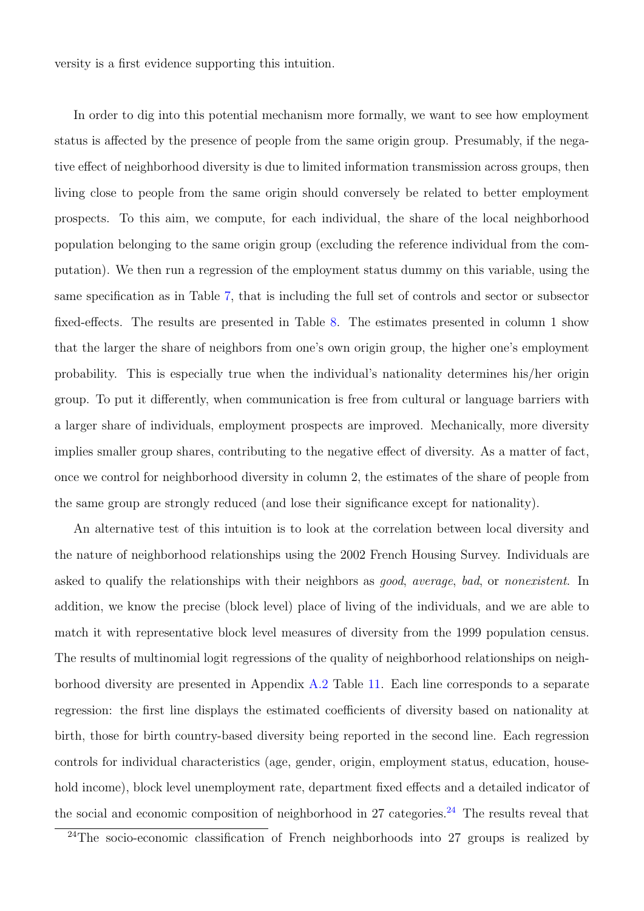versity is a first evidence supporting this intuition.

In order to dig into this potential mechanism more formally, we want to see how employment status is affected by the presence of people from the same origin group. Presumably, if the negative effect of neighborhood diversity is due to limited information transmission across groups, then living close to people from the same origin should conversely be related to better employment prospects. To this aim, we compute, for each individual, the share of the local neighborhood population belonging to the same origin group (excluding the reference individual from the computation). We then run a regression of the employment status dummy on this variable, using the same specification as in Table 7, that is including the full set of controls and sector or subsector fixed-effects. The results are presented in Table 8. The estimates presented in column 1 show that the larger the share of neighbors from one's own origin group, the higher one's employment probability. This is especially true when the individual's nationality determines his/her origin group. To put it differently, when communication is free from cultural or language barriers with a larger share of individuals, employment prospects are improved. Mechanically, more diversity implies smaller group shares, contributing to the negative effect of diversity. As a matter of fact, once we control for neighborhood diversity in column 2, the estimates of the share of people from the same group are strongly reduced (and lose their significance except for nationality).

An alternative test of this intuition is to look at the correlation between local diversity and the nature of neighborhood relationships using the 2002 French Housing Survey. Individuals are asked to qualify the relationships with their neighbors as *good*, *average*, *bad*, or *nonexistent*. In addition, we know the precise (block level) place of living of the individuals, and we are able to match it with representative block level measures of diversity from the 1999 population census. The results of multinomial logit regressions of the quality of neighborhood relationships on neighborhood diversity are presented in Appendix A.2 Table 11. Each line corresponds to a separate regression: the first line displays the estimated coefficients of diversity based on nationality at birth, those for birth country-based diversity being reported in the second line. Each regression controls for individual characteristics (age, gender, origin, employment status, education, household income), block level unemployment rate, department fixed effects and a detailed indicator of the social and economic composition of neighborhood in 27 categories.[24] The results reveal that

[24]The socio-economic classification of French neighborhoods into 27 groups is realized by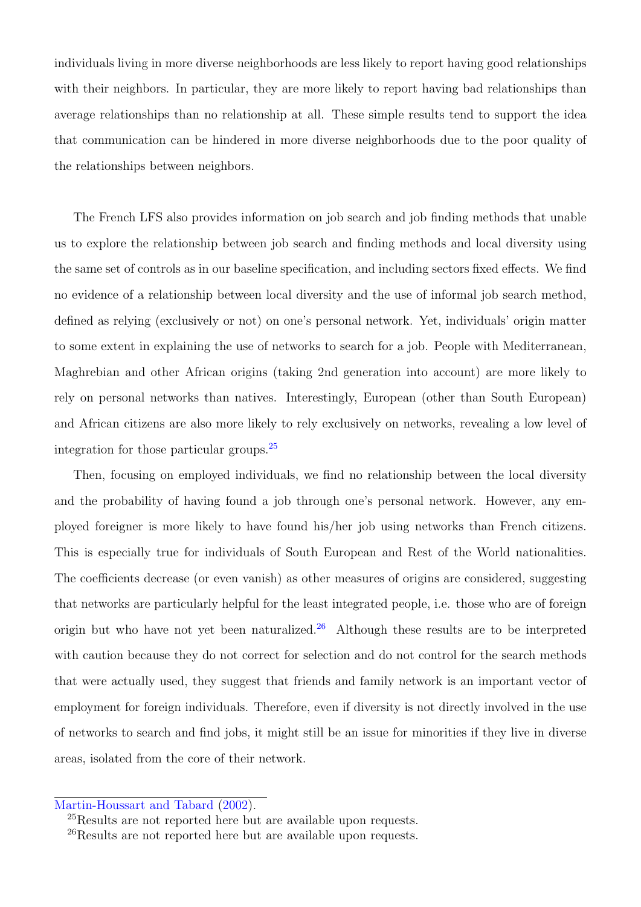individuals living in more diverse neighborhoods are less likely to report having good relationships with their neighbors. In particular, they are more likely to report having bad relationships than average relationships than no relationship at all. These simple results tend to support the idea that communication can be hindered in more diverse neighborhoods due to the poor quality of the relationships between neighbors.

The French LFS also provides information on job search and job finding methods that unable us to explore the relationship between job search and finding methods and local diversity using the same set of controls as in our baseline specification, and including sectors fixed effects. We find no evidence of a relationship between local diversity and the use of informal job search method, defined as relying (exclusively or not) on one's personal network. Yet, individuals' origin matter to some extent in explaining the use of networks to search for a job. People with Mediterranean, Maghrebian and other African origins (taking 2nd generation into account) are more likely to rely on personal networks than natives. Interestingly, European (other than South European) and African citizens are also more likely to rely exclusively on networks, revealing a low level of integration for those particular groups.[25]

Then, focusing on employed individuals, we find no relationship between the local diversity and the probability of having found a job through one's personal network. However, any employed foreigner is more likely to have found his/her job using networks than French citizens. This is especially true for individuals of South European and Rest of the World nationalities. The coefficients decrease (or even vanish) as other measures of origins are considered, suggesting that networks are particularly helpful for the least integrated people, i.e. those who are of foreign origin but who have not yet been naturalized.[26] Although these results are to be interpreted with caution because they do not correct for selection and do not control for the search methods that were actually used, they suggest that friends and family network is an important vector of employment for foreign individuals. Therefore, even if diversity is not directly involved in the use of networks to search and find jobs, it might still be an issue for minorities if they live in diverse areas, isolated from the core of their network.

---

Martin-Houssart and Tabard (2002).

[25] Results are not reported here but are available upon requests.

[26] Results are not reported here but are available upon requests.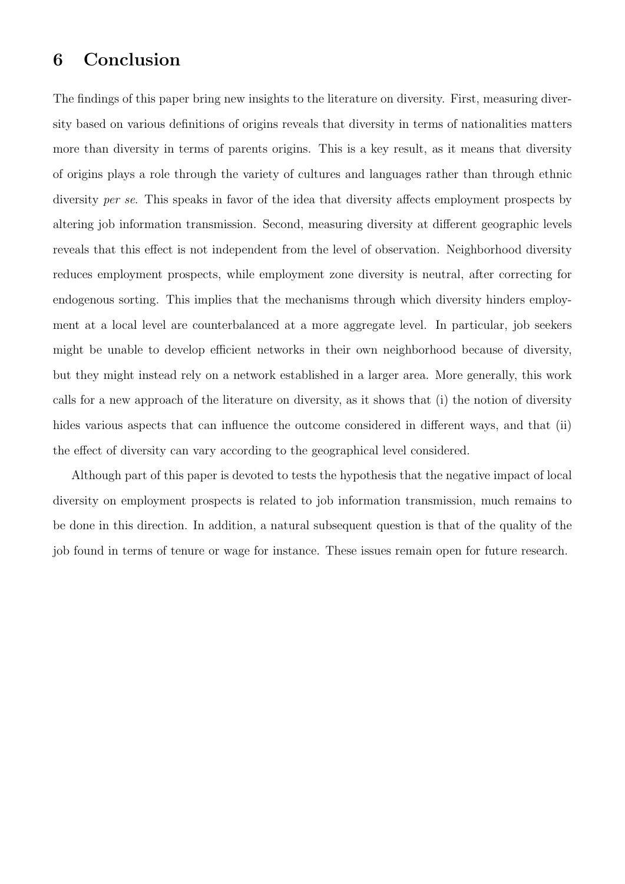# 6 Conclusion

The findings of this paper bring new insights to the literature on diversity. First, measuring diversity based on various definitions of origins reveals that diversity in terms of nationalities matters more than diversity in terms of parents origins. This is a key result, as it means that diversity of origins plays a role through the variety of cultures and languages rather than through ethnic diversity *per se*. This speaks in favor of the idea that diversity affects employment prospects by altering job information transmission. Second, measuring diversity at different geographic levels reveals that this effect is not independent from the level of observation. Neighborhood diversity reduces employment prospects, while employment zone diversity is neutral, after correcting for endogenous sorting. This implies that the mechanisms through which diversity hinders employment at a local level are counterbalanced at a more aggregate level. In particular, job seekers might be unable to develop efficient networks in their own neighborhood because of diversity, but they might instead rely on a network established in a larger area. More generally, this work calls for a new approach of the literature on diversity, as it shows that (i) the notion of diversity hides various aspects that can influence the outcome considered in different ways, and that (ii) the effect of diversity can vary according to the geographical level considered.

Although part of this paper is devoted to tests the hypothesis that the negative impact of local diversity on employment prospects is related to job information transmission, much remains to be done in this direction. In addition, a natural subsequent question is that of the quality of the job found in terms of tenure or wage for instance. These issues remain open for future research.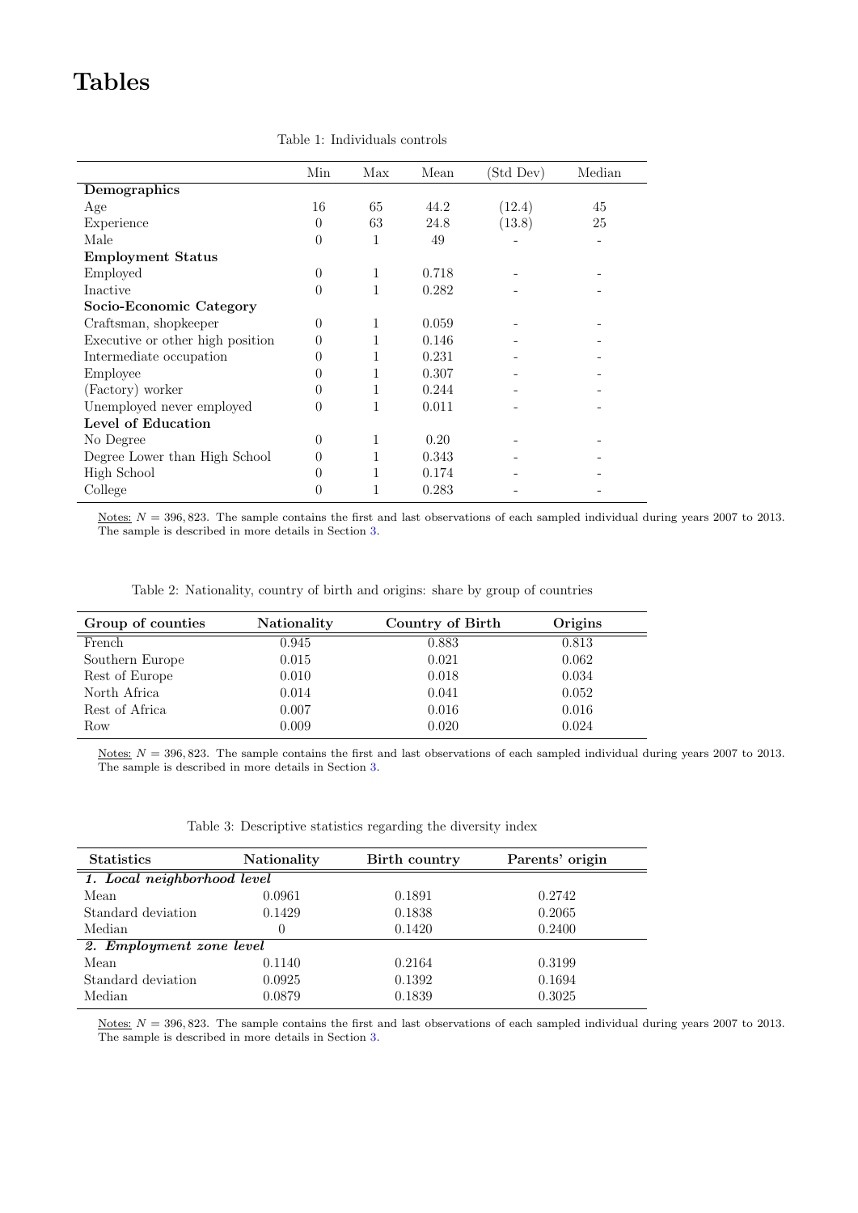# Tables

Table 1: Individuals controls

| | Min | Max | Mean | (Std Dev) | Median |
|---|---|---|---|---|---|
| **Demographics** | | | | | |
| Age | 16 | 65 | 44.2 | (12.4) | 45 |
| Experience | 0 | 63 | 24.8 | (13.8) | 25 |
| Male | 0 | 1 | 49 | - | - |
| **Employment Status** | | | | | |
| Employed | 0 | 1 | 0.718 | - | - |
| Inactive | 0 | 1 | 0.282 | - | - |
| **Socio-Economic Category** | | | | | |
| Craftsman, shopkeeper | 0 | 1 | 0.059 | - | - |
| Executive or other high position | 0 | 1 | 0.146 | - | - |
| Intermediate occupation | 0 | 1 | 0.231 | - | - |
| Employee | 0 | 1 | 0.307 | - | - |
| (Factory) worker | 0 | 1 | 0.244 | - | - |
| Unemployed never employed | 0 | 1 | 0.011 | - | - |
| **Level of Education** | | | | | |
| No Degree | 0 | 1 | 0.20 | - | - |
| Degree Lower than High School | 0 | 1 | 0.343 | - | - |
| High School | 0 | 1 | 0.174 | - | - |
| College | 0 | 1 | 0.283 | - | - |

Notes: $N = 396,823$. The sample contains the first and last observations of each sampled individual during years 2007 to 2013. The sample is described in more details in Section 3.

Table 2: Nationality, country of birth and origins: share by group of countries

| Group of counties | Nationality | Country of Birth | Origins |
|---|---|---|---|
| French | 0.945 | 0.883 | 0.813 |
| Southern Europe | 0.015 | 0.021 | 0.062 |
| Rest of Europe | 0.010 | 0.018 | 0.034 |
| North Africa | 0.014 | 0.041 | 0.052 |
| Rest of Africa | 0.007 | 0.016 | 0.016 |
| Row | 0.009 | 0.020 | 0.024 |

Notes: $N = 396,823$. The sample contains the first and last observations of each sampled individual during years 2007 to 2013. The sample is described in more details in Section 3.

Table 3: Descriptive statistics regarding the diversity index

| Statistics | Nationality | Birth country | Parents' origin |
|---|---|---|---|
| ***1. Local neighborhood level*** | | | |
| Mean | 0.0961 | 0.1891 | 0.2742 |
| Standard deviation | 0.1429 | 0.1838 | 0.2065 |
| Median | 0 | 0.1420 | 0.2400 |
| ***2. Employment zone level*** | | | |
| Mean | 0.1140 | 0.2164 | 0.3199 |
| Standard deviation | 0.0925 | 0.1392 | 0.1694 |
| Median | 0.0879 | 0.1839 | 0.3025 |

Notes: $N = 396,823$. The sample contains the first and last observations of each sampled individual during years 2007 to 2013. The sample is described in more details in Section 3.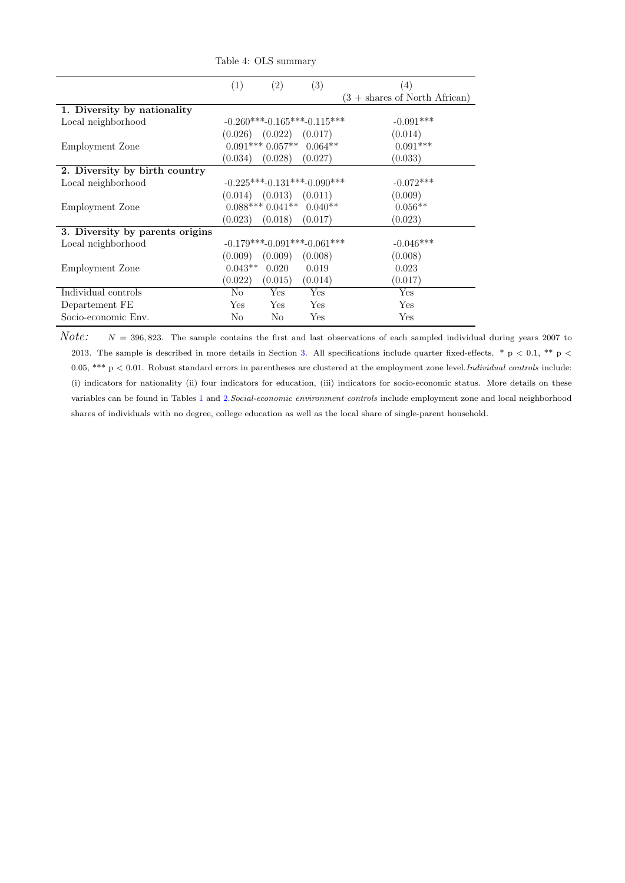Table 4: OLS summary

| | (1) | (2) | (3) | (4) |
|---|---|---|---|---|
| | | | | (3 + shares of North African) |
| **1. Diversity by nationality** | | | | |
| Local neighborhood | -0.260*** | -0.165*** | -0.115*** | -0.091*** |
| | (0.026) | (0.022) | (0.017) | (0.014) |
| Employment Zone | 0.091*** | 0.057** | 0.064** | 0.091*** |
| | (0.034) | (0.028) | (0.027) | (0.033) |
| **2. Diversity by birth country** | | | | |
| Local neighborhood | -0.225*** | -0.131*** | -0.090*** | -0.072*** |
| | (0.014) | (0.013) | (0.011) | (0.009) |
| Employment Zone | 0.088*** | 0.041** | 0.040** | 0.056** |
| | (0.023) | (0.018) | (0.017) | (0.023) |
| **3. Diversity by parents origins** | | | | |
| Local neighborhood | -0.179*** | -0.091*** | -0.061*** | -0.046*** |
| | (0.009) | (0.009) | (0.008) | (0.008) |
| Employment Zone | 0.043** | 0.020 | 0.019 | 0.023 |
| | (0.022) | (0.015) | (0.014) | (0.017) |
| Individual controls | No | Yes | Yes | Yes |
| Departement FE | Yes | Yes | Yes | Yes |
| Socio-economic Env. | No | No | Yes | Yes |

*Note:* $N = 396,823$. The sample contains the first and last observations of each sampled individual during years 2007 to 2013. The sample is described in more details in Section 3. All specifications include quarter fixed-effects. * $p < 0.1$, ** $p < 0.05$, *** $p < 0.01$. Robust standard errors in parentheses are clustered at the employment zone level. *Individual controls* include: (i) indicators for nationality (ii) four indicators for education, (iii) indicators for socio-economic status. More details on these variables can be found in Tables 1 and 2. *Social-economic environment controls* include employment zone and local neighborhood shares of individuals with no degree, college education as well as the local share of single-parent household.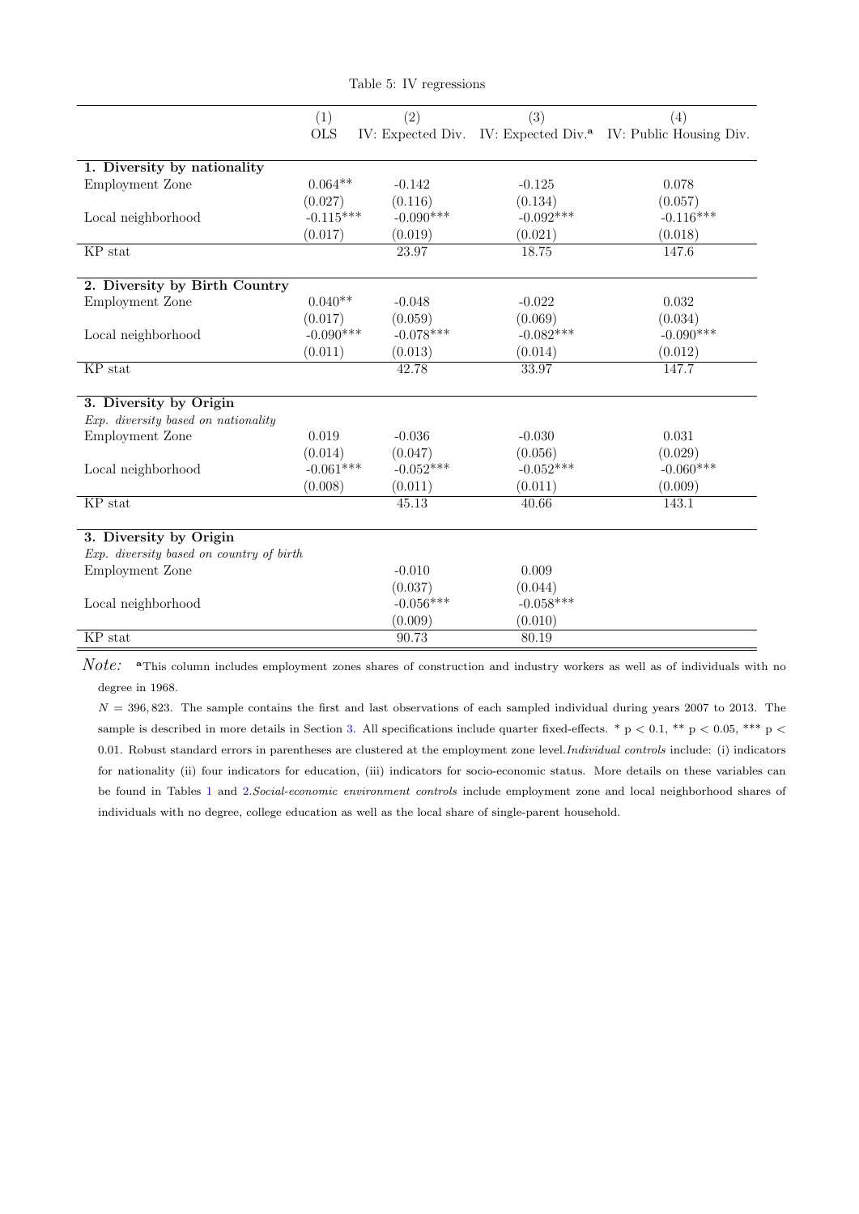Table 5: IV regressions

| | (1) OLS | (2) IV: Expected Div. | (3) IV: Expected Div.[a] | (4) IV: Public Housing Div. |
|---|---|---|---|---|
| **1. Diversity by nationality** | | | | |
| Employment Zone | 0.064** | -0.142 | -0.125 | 0.078 |
| | (0.027) | (0.116) | (0.134) | (0.057) |
| Local neighborhood | -0.115*** | -0.090*** | -0.092*** | -0.116*** |
| | (0.017) | (0.019) | (0.021) | (0.018) |
| KP stat | | 23.97 | 18.75 | 147.6 |
| **2. Diversity by Birth Country** | | | | |
| Employment Zone | 0.040** | -0.048 | -0.022 | 0.032 |
| | (0.017) | (0.059) | (0.069) | (0.034) |
| Local neighborhood | -0.090*** | -0.078*** | -0.082*** | -0.090*** |
| | (0.011) | (0.013) | (0.014) | (0.012) |
| KP stat | | 42.78 | 33.97 | 147.7 |
| **3. Diversity by Origin** | | | | |
| *Exp. diversity based on nationality* | | | | |
| Employment Zone | 0.019 | -0.036 | -0.030 | 0.031 |
| | (0.014) | (0.047) | (0.056) | (0.029) |
| Local neighborhood | -0.061*** | -0.052*** | -0.052*** | -0.060*** |
| | (0.008) | (0.011) | (0.011) | (0.009) |
| KP stat | | 45.13 | 40.66 | 143.1 |
| **3. Diversity by Origin** | | | | |
| *Exp. diversity based on country of birth* | | | | |
| Employment Zone | | -0.010 | 0.009 | |
| | | (0.037) | (0.044) | |
| Local neighborhood | | -0.056*** | -0.058*** | |
| | | (0.009) | (0.010) | |
| KP stat | | 90.73 | 80.19 | |

*Note:* [a]This column includes employment zones shares of construction and industry workers as well as of individuals with no degree in 1968.

$N = 396,823$. The sample contains the first and last observations of each sampled individual during years 2007 to 2013. The sample is described in more details in Section 3. All specifications include quarter fixed-effects. * $p < 0.1$, ** $p < 0.05$, *** $p < 0.01$. Robust standard errors in parentheses are clustered at the employment zone level. *Individual controls* include: (i) indicators for nationality (ii) four indicators for education, (iii) indicators for socio-economic status. More details on these variables can be found in Tables 1 and 2. *Social-economic environment controls* include employment zone and local neighborhood shares of individuals with no degree, college education as well as the local share of single-parent household.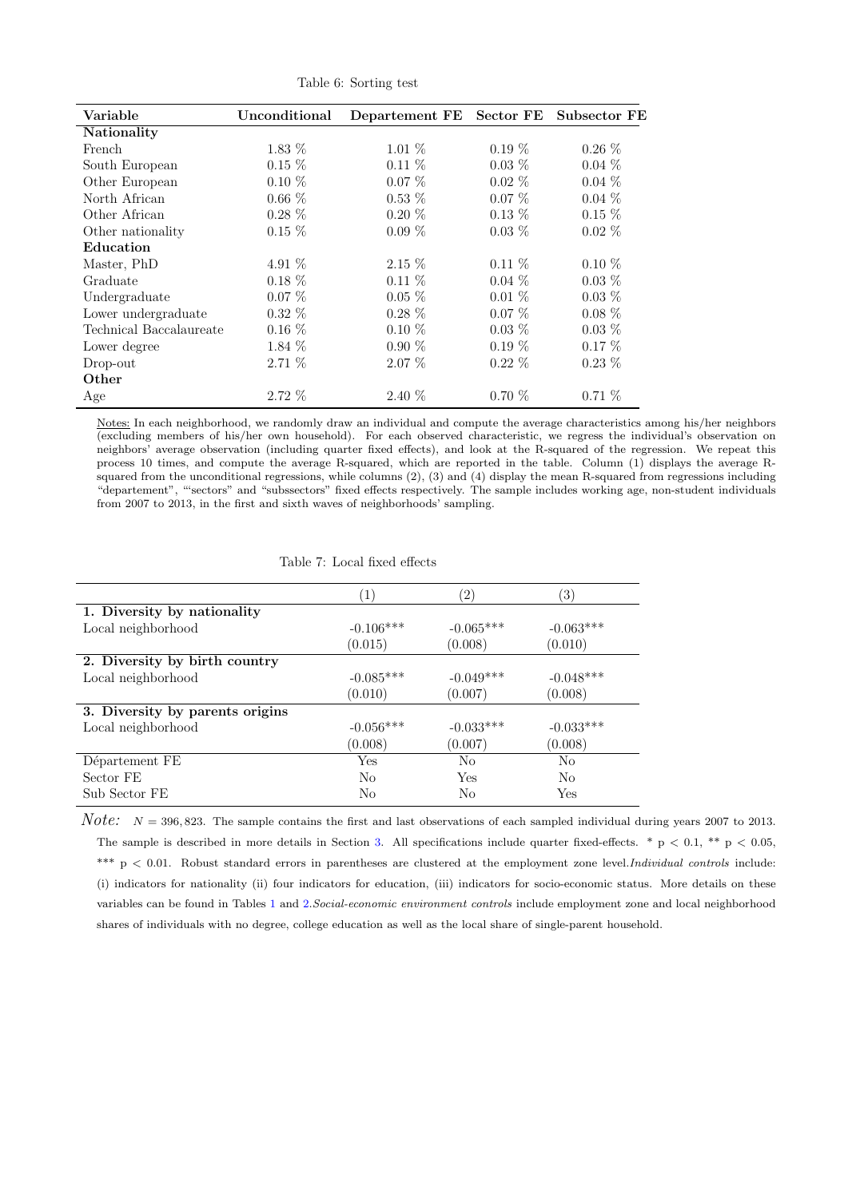Table 6: Sorting test

| Variable | Unconditional | Departement FE | Sector FE | Subsector FE |
|---|---|---|---|---|
| **Nationality** | | | | |
| French | 1.83 % | 1.01 % | 0.19 % | 0.26 % |
| South European | 0.15 % | 0.11 % | 0.03 % | 0.04 % |
| Other European | 0.10 % | 0.07 % | 0.02 % | 0.04 % |
| North African | 0.66 % | 0.53 % | 0.07 % | 0.04 % |
| Other African | 0.28 % | 0.20 % | 0.13 % | 0.15 % |
| Other nationality | 0.15 % | 0.09 % | 0.03 % | 0.02 % |
| **Education** | | | | |
| Master, PhD | 4.91 % | 2.15 % | 0.11 % | 0.10 % |
| Graduate | 0.18 % | 0.11 % | 0.04 % | 0.03 % |
| Undergraduate | 0.07 % | 0.05 % | 0.01 % | 0.03 % |
| Lower undergraduate | 0.32 % | 0.28 % | 0.07 % | 0.08 % |
| Technical Baccalaureate | 0.16 % | 0.10 % | 0.03 % | 0.03 % |
| Lower degree | 1.84 % | 0.90 % | 0.19 % | 0.17 % |
| Drop-out | 2.71 % | 2.07 % | 0.22 % | 0.23 % |
| **Other** | | | | |
| Age | 2.72 % | 2.40 % | 0.70 % | 0.71 % |

Notes: In each neighborhood, we randomly draw an individual and compute the average characteristics among his/her neighbors (excluding members of his/her own household). For each observed characteristic, we regress the individual's observation on neighbors' average observation (including quarter fixed effects), and look at the R-squared of the regression. We repeat this process 10 times, and compute the average R-squared, which are reported in the table. Column (1) displays the average R-squared from the unconditional regressions, while columns (2), (3) and (4) display the mean R-squared from regressions including "departement", "'sectors" and "subssectors" fixed effects respectively. The sample includes working age, non-student individuals from 2007 to 2013, in the first and sixth waves of neighborhoods' sampling.

Table 7: Local fixed effects

| | (1) | (2) | (3) |
|---|---|---|---|
| **1. Diversity by nationality** | | | |
| Local neighborhood | -0.106*** | -0.065*** | -0.063*** |
| | (0.015) | (0.008) | (0.010) |
| **2. Diversity by birth country** | | | |
| Local neighborhood | -0.085*** | -0.049*** | -0.048*** |
| | (0.010) | (0.007) | (0.008) |
| **3. Diversity by parents origins** | | | |
| Local neighborhood | -0.056*** | -0.033*** | -0.033*** |
| | (0.008) | (0.007) | (0.008) |
| Département FE | Yes | No | No |
| Sector FE | No | Yes | No |
| Sub Sector FE | No | No | Yes |

*Note:* $N = 396,823$. The sample contains the first and last observations of each sampled individual during years 2007 to 2013. The sample is described in more details in Section 3. All specifications include quarter fixed-effects. * $p < 0.1$, ** $p < 0.05$, *** $p < 0.01$. Robust standard errors in parentheses are clustered at the employment zone level. *Individual controls* include: (i) indicators for nationality (ii) four indicators for education, (iii) indicators for socio-economic status. More details on these variables can be found in Tables 1 and 2. *Social-economic environment controls* include employment zone and local neighborhood shares of individuals with no degree, college education as well as the local share of single-parent household.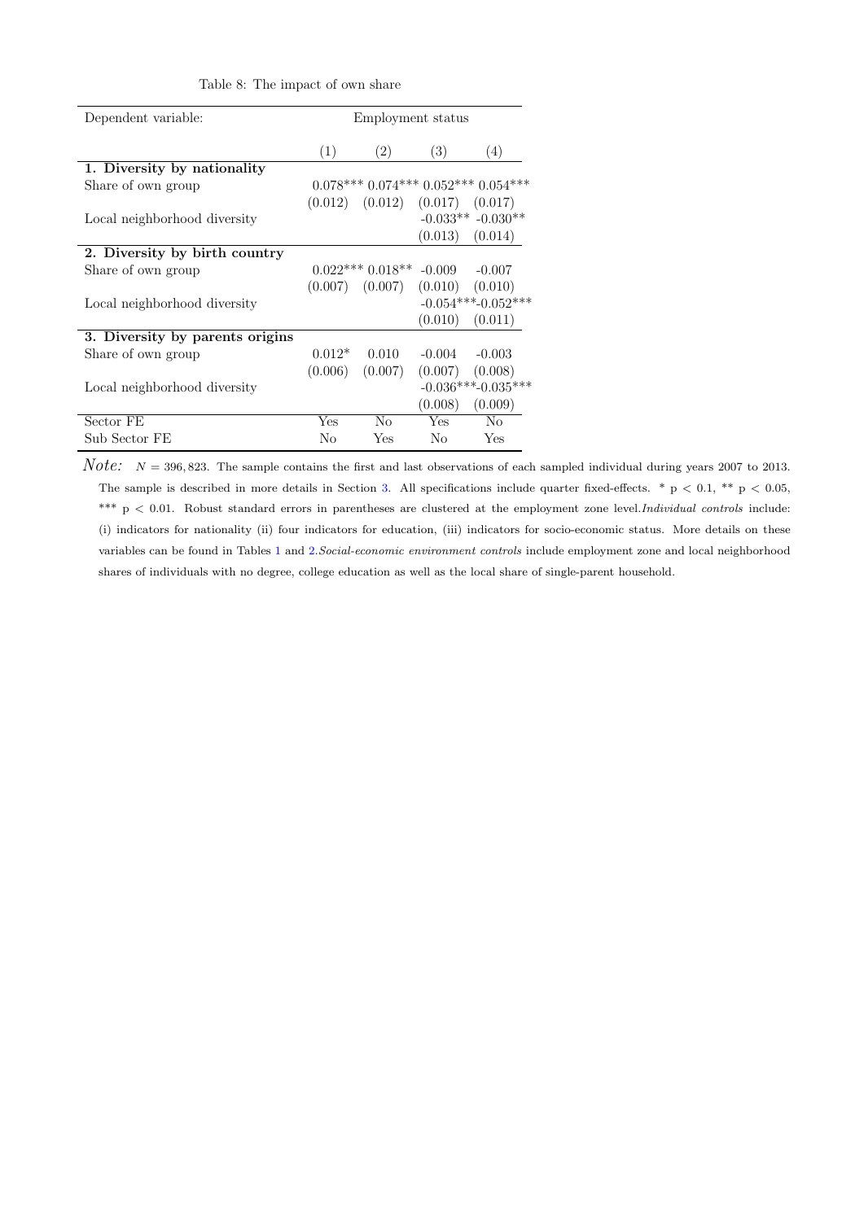Table 8: The impact of own share

| Dependent variable: | Employment status | | | |
|---|---|---|---|---|
| | (1) | (2) | (3) | (4) |
| **1. Diversity by nationality** | | | | |
| Share of own group | 0.078*** | 0.074*** | 0.052*** | 0.054*** |
| | (0.012) | (0.012) | (0.017) | (0.017) |
| Local neighborhood diversity | | | -0.033** | -0.030** |
| | | | (0.013) | (0.014) |
| **2. Diversity by birth country** | | | | |
| Share of own group | 0.022*** | 0.018** | -0.009 | -0.007 |
| | (0.007) | (0.007) | (0.010) | (0.010) |
| Local neighborhood diversity | | | -0.054*** | -0.052*** |
| | | | (0.010) | (0.011) |
| **3. Diversity by parents origins** | | | | |
| Share of own group | 0.012* | 0.010 | -0.004 | -0.003 |
| | (0.006) | (0.007) | (0.007) | (0.008) |
| Local neighborhood diversity | | | -0.036*** | -0.035*** |
| | | | (0.008) | (0.009) |
| Sector FE | Yes | No | Yes | No |
| Sub Sector FE | No | Yes | No | Yes |

*Note:* $N = 396,823$. The sample contains the first and last observations of each sampled individual during years 2007 to 2013. The sample is described in more details in Section 3. All specifications include quarter fixed-effects. * $p < 0.1$, ** $p < 0.05$, *** $p < 0.01$. Robust standard errors in parentheses are clustered at the employment zone level. *Individual controls* include: (i) indicators for nationality (ii) four indicators for education, (iii) indicators for socio-economic status. More details on these variables can be found in Tables 1 and 2. *Social-economic environment controls* include employment zone and local neighborhood shares of individuals with no degree, college education as well as the local share of single-parent household.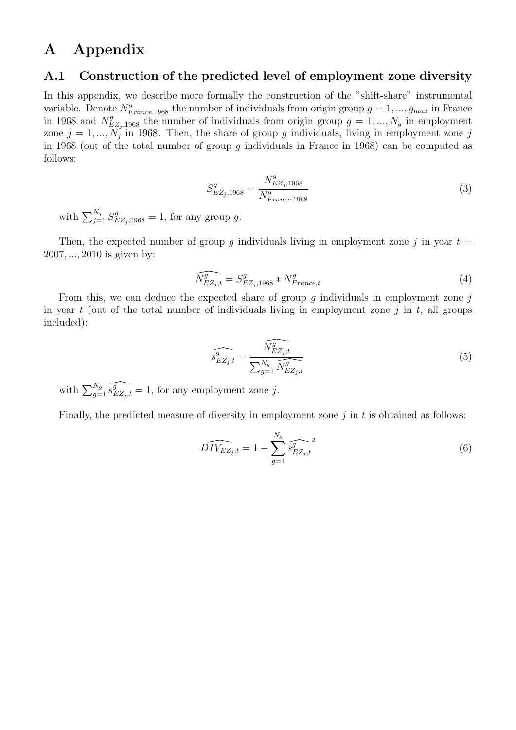# A Appendix

## A.1 Construction of the predicted level of employment zone diversity

In this appendix, we describe more formally the construction of the "shift-share" instrumental variable. Denote $N^g_{France,1968}$ the number of individuals from origin group $g = 1, ..., g_{max}$ in France in 1968 and $N^g_{EZ_j,1968}$ the number of individuals from origin group $g = 1, ..., N_g$ in employment zone $j = 1, ..., N_j$ in 1968. Then, the share of group $g$ individuals, living in employment zone $j$ in 1968 (out of the total number of group $g$ individuals in France in 1968) can be computed as follows:

$$S^g_{EZ_j,1968} = \frac{N^g_{EZ_j,1968}}{N^g_{France,1968}} \tag{3}$$

with $\sum_{j=1}^{N_j} S^g_{EZ_j,1968} = 1$, for any group $g$.

Then, the expected number of group $g$ individuals living in employment zone $j$ in year $t = 2007, ..., 2010$ is given by:

$$\widehat{N^g_{EZ_j,t}} = S^g_{EZ_j,1968} * N^g_{France,t} \tag{4}$$

From this, we can deduce the expected share of group $g$ individuals in employment zone $j$ in year $t$ (out of the total number of individuals living in employment zone $j$ in $t$, all groups included):

$$\widehat{s^g_{EZ_j,t}} = \frac{\widehat{N^g_{EZ_j,t}}}{\sum_{g=1}^{N_g} \widehat{N^g_{EZ_j,t}}} \tag{5}$$

with $\sum_{g=1}^{N_g} \widehat{s^g_{EZ_j,t}} = 1$, for any employment zone $j$.

Finally, the predicted measure of diversity in employment zone $j$ in $t$ is obtained as follows:

$$\widehat{DIV_{EZ_j,t}} = 1 - \sum_{g=1}^{N_g} \widehat{s^g_{EZ_j,t}}^2 \tag{6}$$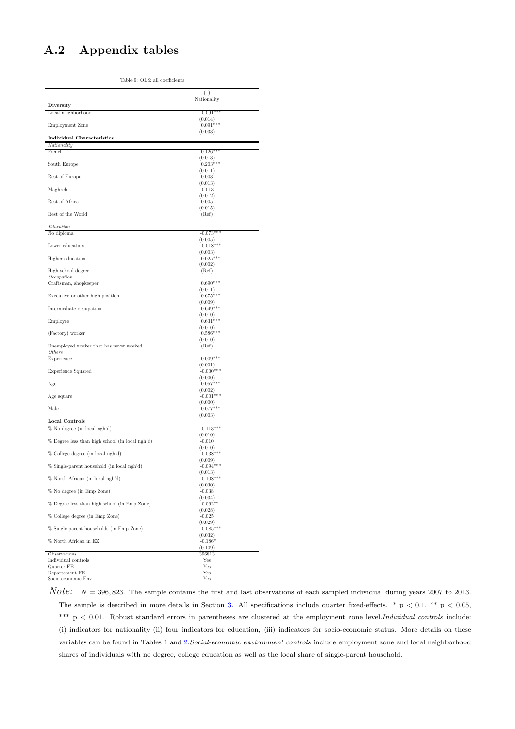## A.2 Appendix tables

Table 9: OLS: all coefficients

| | (1) |
|---|---|
| | Nationality |
| **Diversity** | |
| Local neighborhood | -0.091*** |
| | (0.014) |
| Employment Zone | 0.091*** |
| | (0.033) |
| **Individual Characteristics** | |
| *Nationality* | |
| French | 0.126*** |
| | (0.013) |
| South Europe | 0.203*** |
| | (0.011) |
| Rest of Europe | 0.003 |
| | (0.013) |
| Maghreb | -0.013 |
| | (0.012) |
| Rest of Africa | 0.005 |
| | (0.015) |
| Rest of the World | (Ref) |
| *Education* | |
| No diploma | -0.073*** |
| | (0.005) |
| Lower education | -0.018*** |
| | (0.003) |
| Higher education | 0.025*** |
| | (0.002) |
| High school degree | (Ref) |
| *Occupation* | |
| Craftsman, shopkeeper | 0.690*** |
| | (0.011) |
| Executive or other high position | 0.675*** |
| | (0.009) |
| Intermediate occupation | 0.649*** |
| | (0.010) |
| Employee | 0.631*** |
| | (0.010) |
| (Factory) worker | 0.586*** |
| | (0.010) |
| Unemployed worker that has never worked | (Ref) |
| *Others* | |
| Experience | 0.009*** |
| | (0.001) |
| Experience Squared | -0.000*** |
| | (0.000) |
| Age | 0.057*** |
| | (0.002) |
| Age square | -0.001*** |
| | (0.000) |
| Male | 0.077*** |
| | (0.003) |
| **Local Controls** | |
| % No degree (in local ngh'd) | -0.113*** |
| | (0.010) |
| % Degree less than high school (in local ngh'd) | -0.010 |
| | (0.010) |
| % College degree (in local ngh'd) | -0.038*** |
| | (0.009) |
| % Single-parent household (in local ngh'd) | -0.094*** |
| | (0.013) |
| % North African (in local ngh'd) | -0.108*** |
| | (0.030) |
| % No degree (in Emp Zone) | -0.038 |
| | (0.034) |
| % Degree less than high school (in Emp Zone) | -0.062** |
| | (0.028) |
| % College degree (in Emp Zone) | -0.025 |
| | (0.029) |
| % Single-parent households (in Emp Zone) | -0.085*** |
| | (0.032) |
| % North African in EZ | -0.186* |
| | (0.109) |
| Observations | 396813 |
| Individual controls | Yes |
| Quarter FE | Yes |
| Departement FE | Yes |
| Socio-economic Env. | Yes |

*Note:* $N = 396,823$. The sample contains the first and last observations of each sampled individual during years 2007 to 2013. The sample is described in more details in Section 3. All specifications include quarter fixed-effects. * $p < 0.1$, ** $p < 0.05$, *** $p < 0.01$. Robust standard errors in parentheses are clustered at the employment zone level. *Individual controls* include: (i) indicators for nationality (ii) four indicators for education, (iii) indicators for socio-economic status. More details on these variables can be found in Tables 1 and 2. *Social-economic environment controls* include employment zone and local neighborhood shares of individuals with no degree, college education as well as the local share of single-parent household.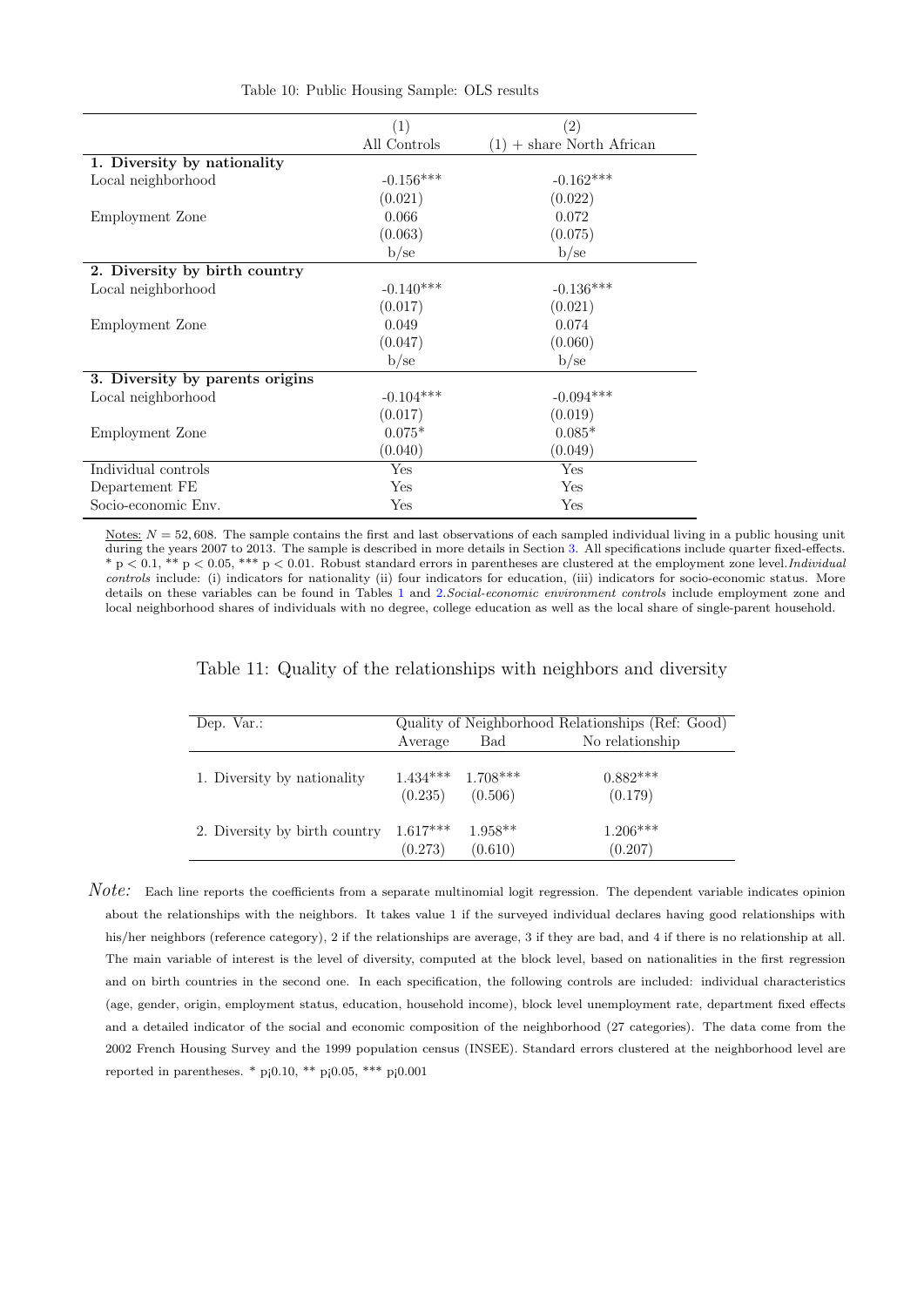Table 10: Public Housing Sample: OLS results

| | (1) | (2) |
|---|---|---|
| | All Controls | (1) + share North African |
| **1. Diversity by nationality** | | |
| Local neighborhood | -0.156*** | -0.162*** |
| | (0.021) | (0.022) |
| Employment Zone | 0.066 | 0.072 |
| | (0.063) | (0.075) |
| | b/se | b/se |
| **2. Diversity by birth country** | | |
| Local neighborhood | -0.140*** | -0.136*** |
| | (0.017) | (0.021) |
| Employment Zone | 0.049 | 0.074 |
| | (0.047) | (0.060) |
| | b/se | b/se |
| **3. Diversity by parents origins** | | |
| Local neighborhood | -0.104*** | -0.094*** |
| | (0.017) | (0.019) |
| Employment Zone | 0.075* | 0.085* |
| | (0.040) | (0.049) |
| Individual controls | Yes | Yes |
| Departement FE | Yes | Yes |
| Socio-economic Env. | Yes | Yes |

Notes: $N = 52,608$. The sample contains the first and last observations of each sampled individual living in a public housing unit during the years 2007 to 2013. The sample is described in more details in Section 3. All specifications include quarter fixed-effects. * $p < 0.1$, ** $p < 0.05$, *** $p < 0.01$. Robust standard errors in parentheses are clustered at the employment zone level. *Individual controls* include: (i) indicators for nationality (ii) four indicators for education, (iii) indicators for socio-economic status. More details on these variables can be found in Tables 1 and 2. *Social-economic environment controls* include employment zone and local neighborhood shares of individuals with no degree, college education as well as the local share of single-parent household.

Table 11: Quality of the relationships with neighbors and diversity

| Dep. Var.: | Quality of Neighborhood Relationships (Ref: Good) | | |
|---|---|---|---|
| | Average | Bad | No relationship |
| 1. Diversity by nationality | 1.434*** | 1.708*** | 0.882*** |
| | (0.235) | (0.506) | (0.179) |
| 2. Diversity by birth country | 1.617*** | 1.958** | 1.206*** |
| | (0.273) | (0.610) | (0.207) |

*Note:* Each line reports the coefficients from a separate multinomial logit regression. The dependent variable indicates opinion about the relationships with the neighbors. It takes value 1 if the surveyed individual declares having good relationships with his/her neighbors (reference category), 2 if the relationships are average, 3 if they are bad, and 4 if there is no relationship at all. The main variable of interest is the level of diversity, computed at the block level, based on nationalities in the first regression and on birth countries in the second one. In each specification, the following controls are included: individual characteristics (age, gender, origin, employment status, education, household income), block level unemployment rate, department fixed effects and a detailed indicator of the social and economic composition of the neighborhood (27 categories). The data come from the 2002 French Housing Survey and the 1999 population census (INSEE). Standard errors clustered at the neighborhood level are reported in parentheses. * p¡0.10, ** p¡0.05, *** p¡0.001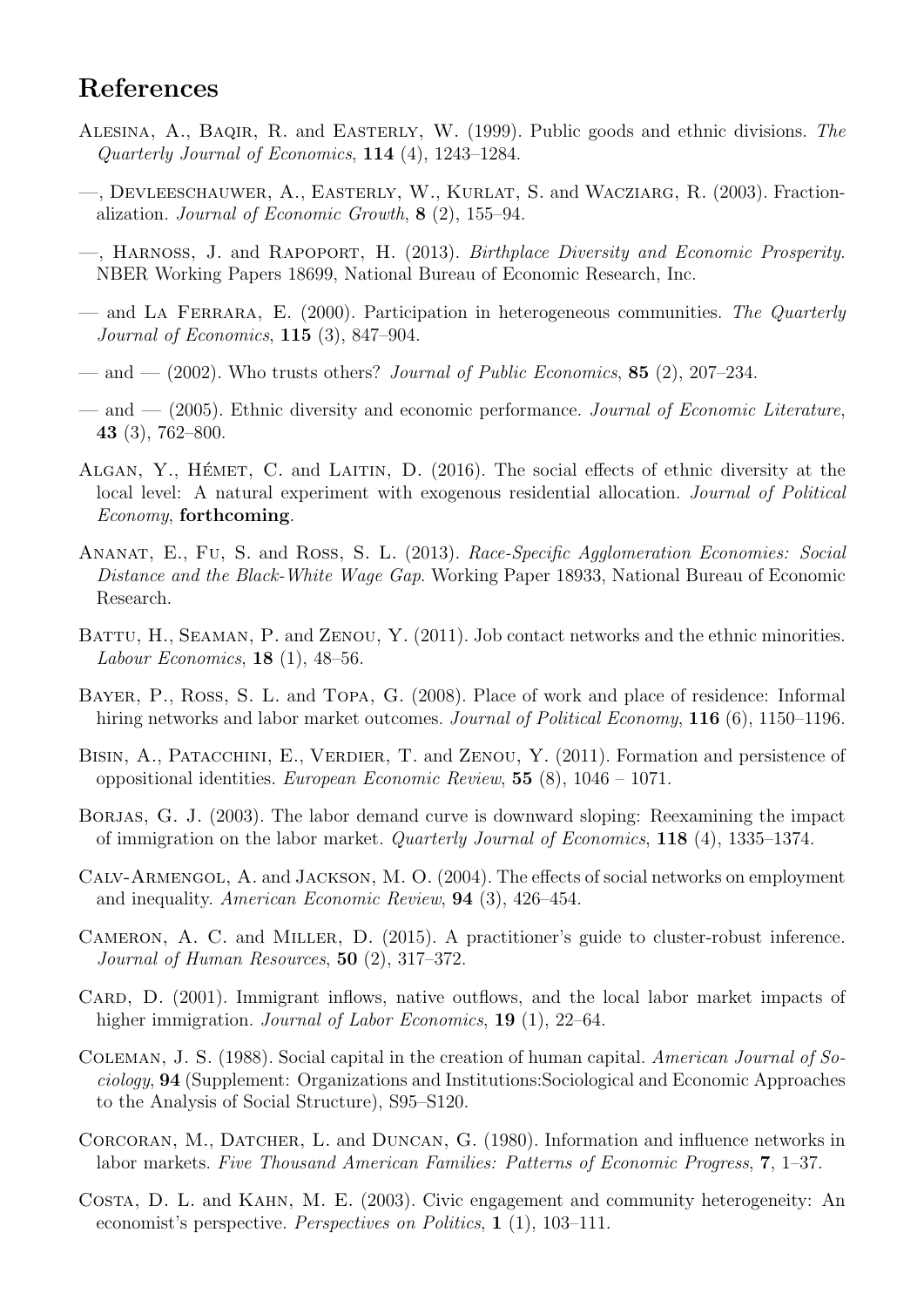# References

Alesina, A., Baqir, R. and Easterly, W. (1999). Public goods and ethnic divisions. *The Quarterly Journal of Economics*, **114** (4), 1243–1284.

—, Devleeschauwer, A., Easterly, W., Kurlat, S. and Wacziarg, R. (2003). Fractionalization. *Journal of Economic Growth*, **8** (2), 155–94.

—, Harnoss, J. and Rapoport, H. (2013). *Birthplace Diversity and Economic Prosperity*. NBER Working Papers 18699, National Bureau of Economic Research, Inc.

— and La Ferrara, E. (2000). Participation in heterogeneous communities. *The Quarterly Journal of Economics*, **115** (3), 847–904.

— and — (2002). Who trusts others? *Journal of Public Economics*, **85** (2), 207–234.

— and — (2005). Ethnic diversity and economic performance. *Journal of Economic Literature*, **43** (3), 762–800.

Algan, Y., Hémet, C. and Laitin, D. (2016). The social effects of ethnic diversity at the local level: A natural experiment with exogenous residential allocation. *Journal of Political Economy*, **forthcoming**.

Ananat, E., Fu, S. and Ross, S. L. (2013). *Race-Specific Agglomeration Economies: Social Distance and the Black-White Wage Gap*. Working Paper 18933, National Bureau of Economic Research.

Battu, H., Seaman, P. and Zenou, Y. (2011). Job contact networks and the ethnic minorities. *Labour Economics*, **18** (1), 48–56.

Bayer, P., Ross, S. L. and Topa, G. (2008). Place of work and place of residence: Informal hiring networks and labor market outcomes. *Journal of Political Economy*, **116** (6), 1150–1196.

Bisin, A., Patacchini, E., Verdier, T. and Zenou, Y. (2011). Formation and persistence of oppositional identities. *European Economic Review*, **55** (8), 1046 – 1071.

Borjas, G. J. (2003). The labor demand curve is downward sloping: Reexamining the impact of immigration on the labor market. *Quarterly Journal of Economics*, **118** (4), 1335–1374.

Calv-Armengol, A. and Jackson, M. O. (2004). The effects of social networks on employment and inequality. *American Economic Review*, **94** (3), 426–454.

Cameron, A. C. and Miller, D. (2015). A practitioner's guide to cluster-robust inference. *Journal of Human Resources*, **50** (2), 317–372.

Card, D. (2001). Immigrant inflows, native outflows, and the local labor market impacts of higher immigration. *Journal of Labor Economics*, **19** (1), 22–64.

Coleman, J. S. (1988). Social capital in the creation of human capital. *American Journal of Sociology*, **94** (Supplement: Organizations and Institutions:Sociological and Economic Approaches to the Analysis of Social Structure), S95–S120.

Corcoran, M., Datcher, L. and Duncan, G. (1980). Information and influence networks in labor markets. *Five Thousand American Families: Patterns of Economic Progress*, **7**, 1–37.

Costa, D. L. and Kahn, M. E. (2003). Civic engagement and community heterogeneity: An economist's perspective. *Perspectives on Politics*, **1** (1), 103–111.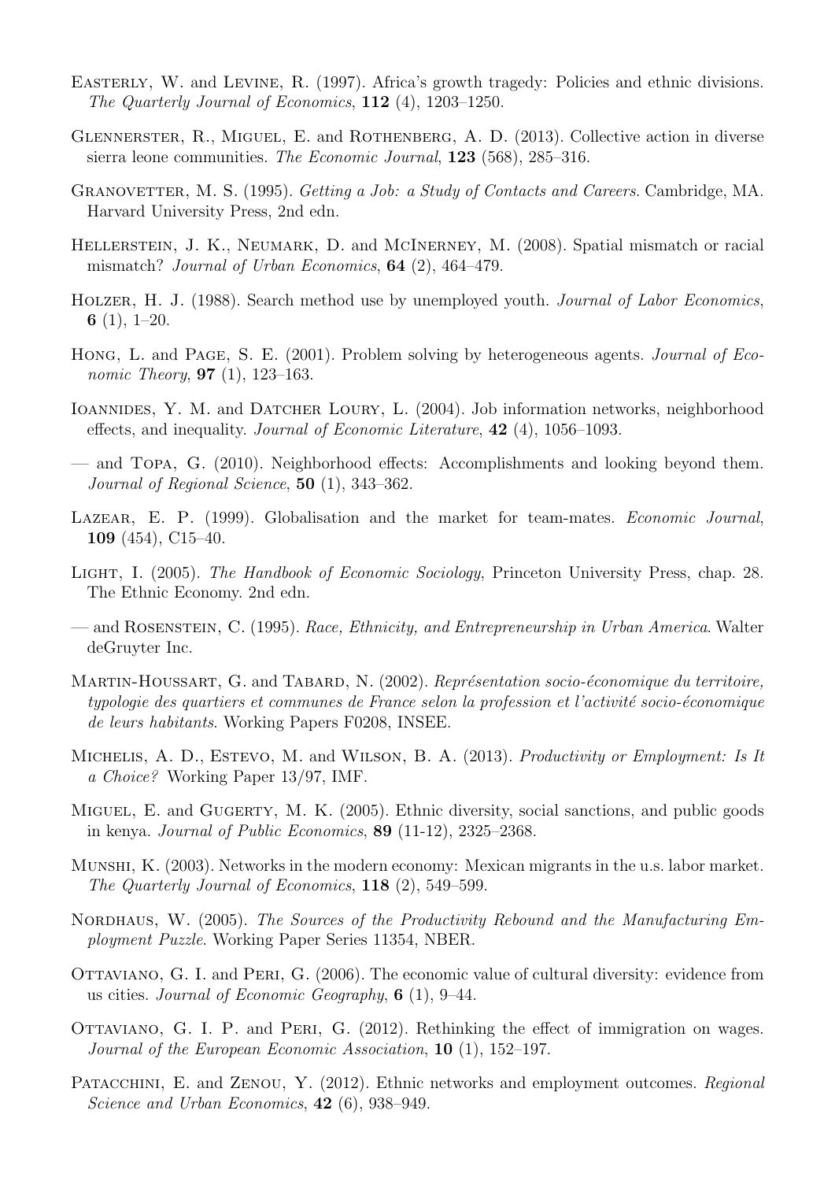Easterly, W. and Levine, R. (1997). Africa's growth tragedy: Policies and ethnic divisions. *The Quarterly Journal of Economics*, **112** (4), 1203–1250.

Glennerster, R., Miguel, E. and Rothenberg, A. D. (2013). Collective action in diverse sierra leone communities. *The Economic Journal*, **123** (568), 285–316.

Granovetter, M. S. (1995). *Getting a Job: a Study of Contacts and Careers*. Cambridge, MA. Harvard University Press, 2nd edn.

Hellerstein, J. K., Neumark, D. and McInerney, M. (2008). Spatial mismatch or racial mismatch? *Journal of Urban Economics*, **64** (2), 464–479.

Holzer, H. J. (1988). Search method use by unemployed youth. *Journal of Labor Economics*, **6** (1), 1–20.

Hong, L. and Page, S. E. (2001). Problem solving by heterogeneous agents. *Journal of Economic Theory*, **97** (1), 123–163.

Ioannides, Y. M. and Datcher Loury, L. (2004). Job information networks, neighborhood effects, and inequality. *Journal of Economic Literature*, **42** (4), 1056–1093.

— and Topa, G. (2010). Neighborhood effects: Accomplishments and looking beyond them. *Journal of Regional Science*, **50** (1), 343–362.

Lazear, E. P. (1999). Globalisation and the market for team-mates. *Economic Journal*, **109** (454), C15–40.

Light, I. (2005). *The Handbook of Economic Sociology*, Princeton University Press, chap. 28. The Ethnic Economy. 2nd edn.

— and Rosenstein, C. (1995). *Race, Ethnicity, and Entrepreneurship in Urban America*. Walter deGruyter Inc.

Martin-Houssart, G. and Tabard, N. (2002). *Représentation socio-économique du territoire, typologie des quartiers et communes de France selon la profession et l'activité socio-économique de leurs habitants*. Working Papers F0208, INSEE.

Michelis, A. D., Estevo, M. and Wilson, B. A. (2013). *Productivity or Employment: Is It a Choice?* Working Paper 13/97, IMF.

Miguel, E. and Gugerty, M. K. (2005). Ethnic diversity, social sanctions, and public goods in kenya. *Journal of Public Economics*, **89** (11-12), 2325–2368.

Munshi, K. (2003). Networks in the modern economy: Mexican migrants in the u.s. labor market. *The Quarterly Journal of Economics*, **118** (2), 549–599.

Nordhaus, W. (2005). *The Sources of the Productivity Rebound and the Manufacturing Employment Puzzle*. Working Paper Series 11354, NBER.

Ottaviano, G. I. and Peri, G. (2006). The economic value of cultural diversity: evidence from us cities. *Journal of Economic Geography*, **6** (1), 9–44.

Ottaviano, G. I. P. and Peri, G. (2012). Rethinking the effect of immigration on wages. *Journal of the European Economic Association*, **10** (1), 152–197.

Patacchini, E. and Zenou, Y. (2012). Ethnic networks and employment outcomes. *Regional Science and Urban Economics*, **42** (6), 938–949.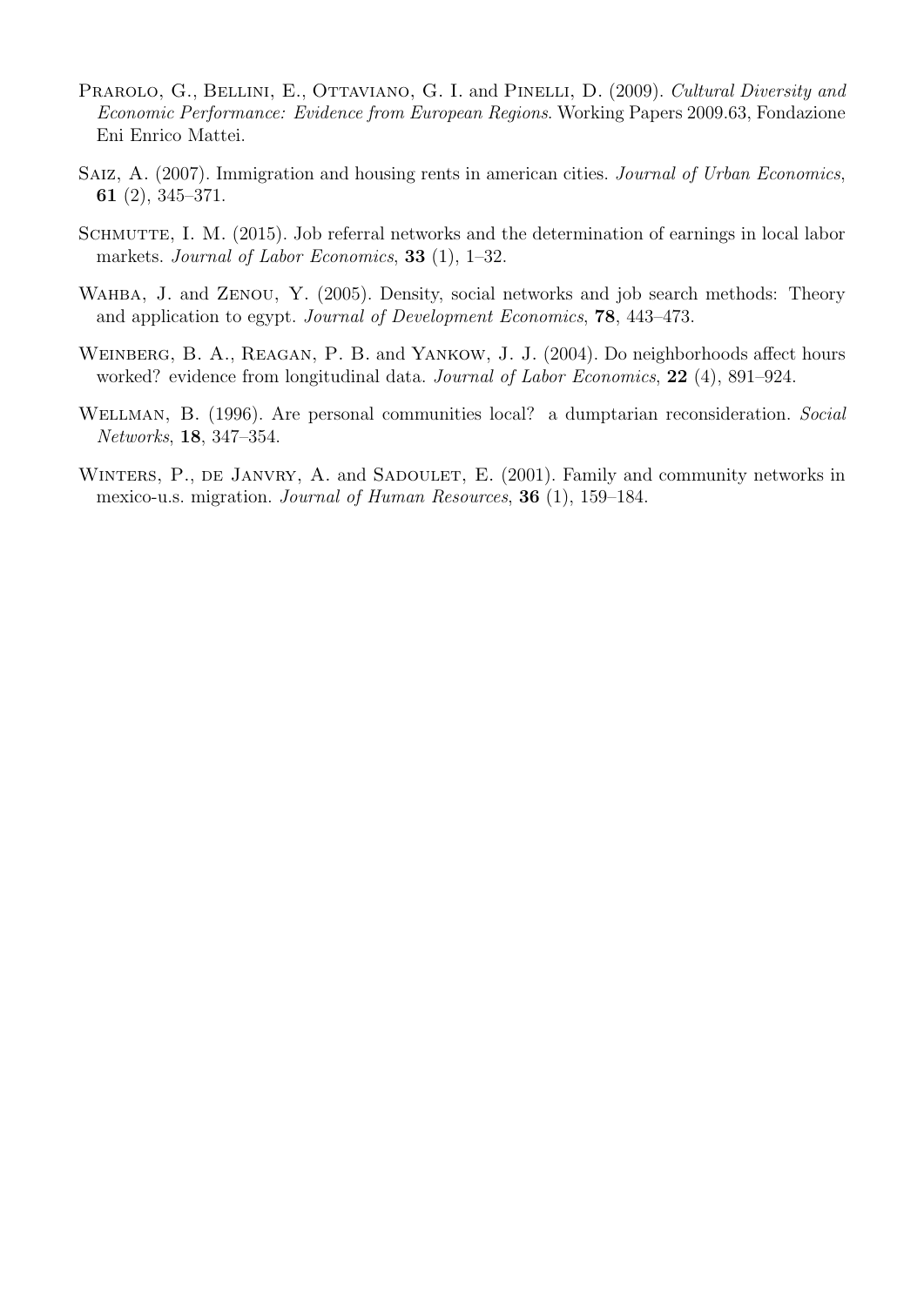Prarolo, G., Bellini, E., Ottaviano, G. I. and Pinelli, D. (2009). *Cultural Diversity and Economic Performance: Evidence from European Regions*. Working Papers 2009.63, Fondazione Eni Enrico Mattei.

Saiz, A. (2007). Immigration and housing rents in american cities. *Journal of Urban Economics*, **61** (2), 345–371.

Schmutte, I. M. (2015). Job referral networks and the determination of earnings in local labor markets. *Journal of Labor Economics*, **33** (1), 1–32.

Wahba, J. and Zenou, Y. (2005). Density, social networks and job search methods: Theory and application to egypt. *Journal of Development Economics*, **78**, 443–473.

Weinberg, B. A., Reagan, P. B. and Yankow, J. J. (2004). Do neighborhoods affect hours worked? evidence from longitudinal data. *Journal of Labor Economics*, **22** (4), 891–924.

Wellman, B. (1996). Are personal communities local? a dumptarian reconsideration. *Social Networks*, **18**, 347–354.

Winters, P., de Janvry, A. and Sadoulet, E. (2001). Family and community networks in mexico-u.s. migration. *Journal of Human Resources*, **36** (1), 159–184.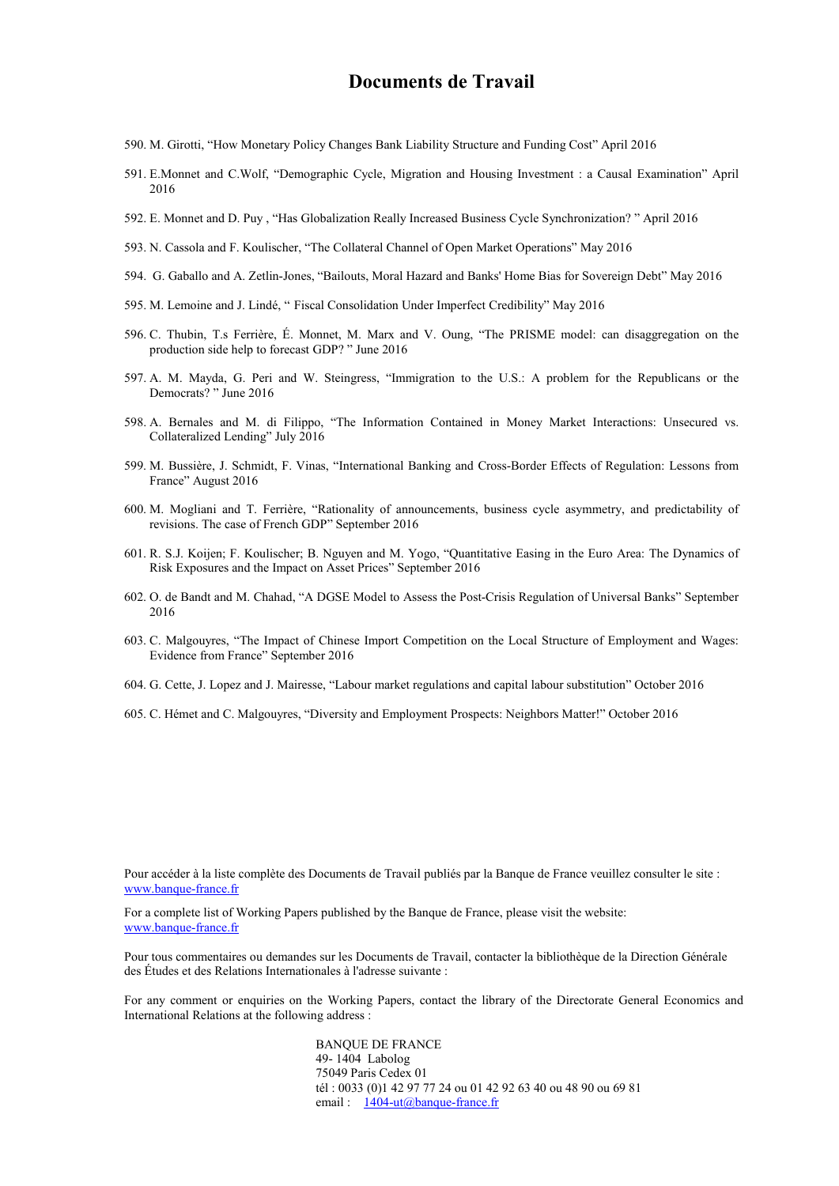# Documents de Travail

590. M. Girotti, “How Monetary Policy Changes Bank Liability Structure and Funding Cost” April 2016

591. E.Monnet and C.Wolf, “Demographic Cycle, Migration and Housing Investment : a Causal Examination” April 2016

592. E. Monnet and D. Puy , “Has Globalization Really Increased Business Cycle Synchronization? ” April 2016

593. N. Cassola and F. Koulischer, “The Collateral Channel of Open Market Operations” May 2016

594. G. Gaballo and A. Zetlin-Jones, “Bailouts, Moral Hazard and Banks' Home Bias for Sovereign Debt” May 2016

595. M. Lemoine and J. Lindé, “ Fiscal Consolidation Under Imperfect Credibility” May 2016

596. C. Thubin, T.s Ferrière, É. Monnet, M. Marx and V. Oung, “The PRISME model: can disaggregation on the production side help to forecast GDP? ” June 2016

597. A. M. Mayda, G. Peri and W. Steingress, “Immigration to the U.S.: A problem for the Republicans or the Democrats? ” June 2016

598. A. Bernales and M. di Filippo, “The Information Contained in Money Market Interactions: Unsecured vs. Collateralized Lending” July 2016

599. M. Bussière, J. Schmidt, F. Vinas, “International Banking and Cross-Border Effects of Regulation: Lessons from France” August 2016

600. M. Mogliani and T. Ferrière, “Rationality of announcements, business cycle asymmetry, and predictability of revisions. The case of French GDP” September 2016

601. R. S.J. Koijen; F. Koulischer; B. Nguyen and M. Yogo, “Quantitative Easing in the Euro Area: The Dynamics of Risk Exposures and the Impact on Asset Prices” September 2016

602. O. de Bandt and M. Chahad, “A DGSE Model to Assess the Post-Crisis Regulation of Universal Banks” September 2016

603. C. Malgouyres, “The Impact of Chinese Import Competition on the Local Structure of Employment and Wages: Evidence from France” September 2016

604. G. Cette, J. Lopez and J. Mairesse, “Labour market regulations and capital labour substitution” October 2016

605. C. Hémet and C. Malgouyres, “Diversity and Employment Prospects: Neighbors Matter!” October 2016

Pour accéder à la liste complète des Documents de Travail publiés par la Banque de France veuillez consulter le site : www.banque-france.fr

For a complete list of Working Papers published by the Banque de France, please visit the website: www.banque-france.fr

Pour tous commentaires ou demandes sur les Documents de Travail, contacter la bibliothèque de la Direction Générale des Études et des Relations Internationales à l'adresse suivante :

For any comment or enquiries on the Working Papers, contact the library of the Directorate General Economics and International Relations at the following address :

BANQUE DE FRANCE
49- 1404 Labolog
75049 Paris Cedex 01
tél : 0033 (0)1 42 97 77 24 ou 01 42 92 63 40 ou 48 90 ou 69 81
email : 1404-ut@banque-france.fr